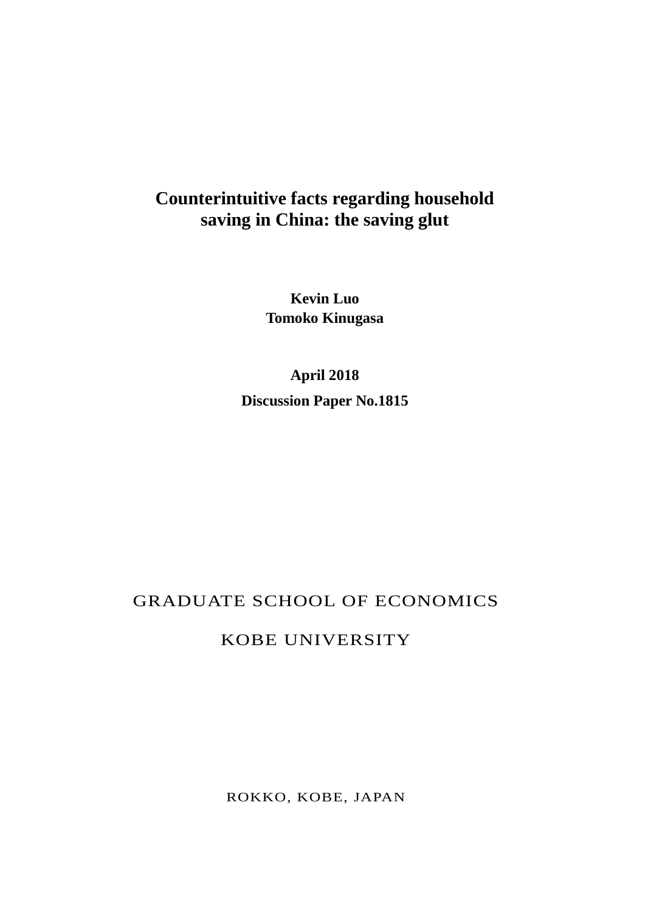# Counterintuitive facts regarding household saving in China: the saving glut

**Kevin Luo**
**Tomoko Kinugasa**

**April 2018**

**Discussion Paper No.1815**

GRADUATE SCHOOL OF ECONOMICS

KOBE UNIVERSITY

ROKKO, KOBE, JAPAN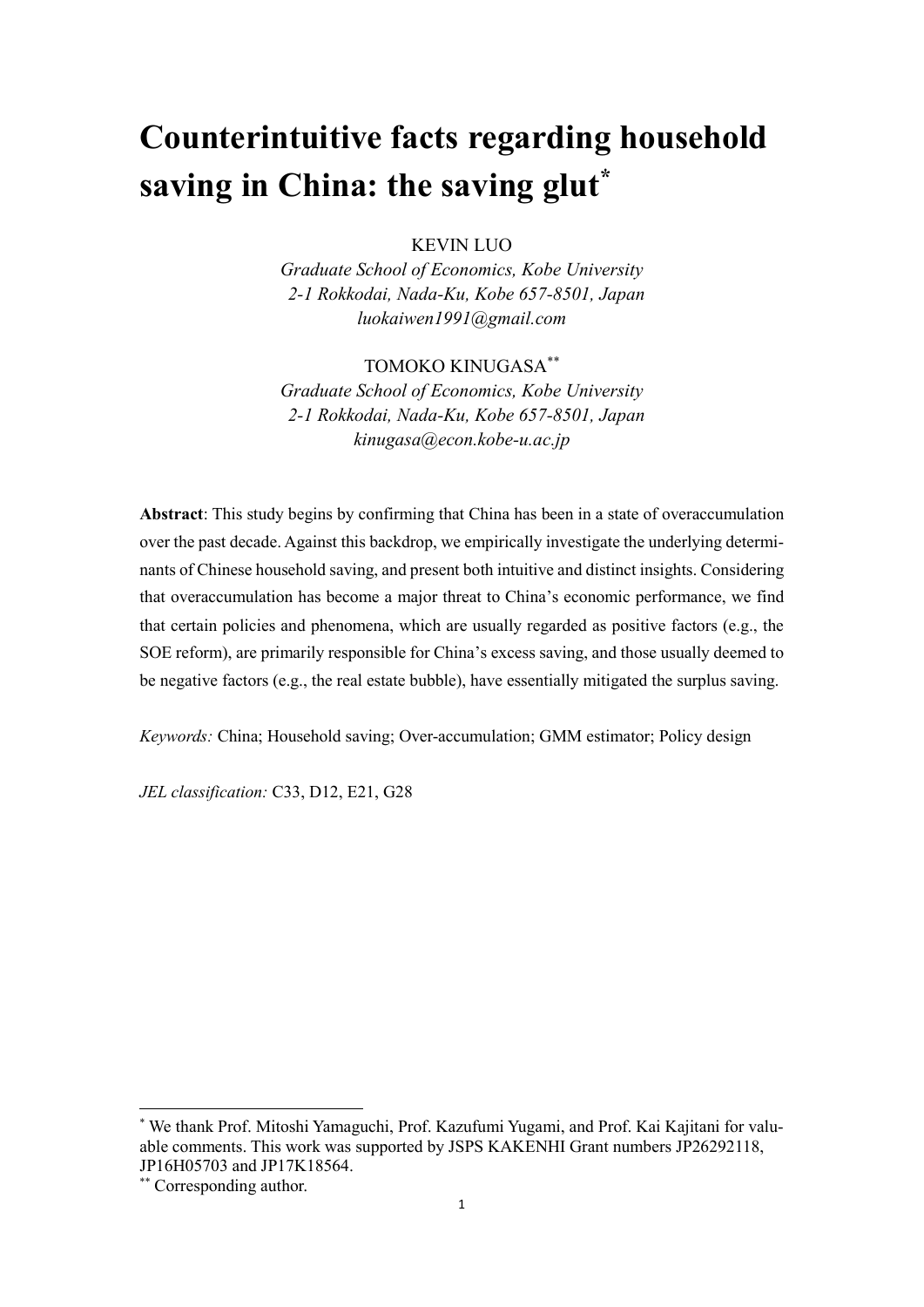# Counterintuitive facts regarding household saving in China: the saving glut[*]

KEVIN LUO

*Graduate School of Economics, Kobe University*
*2-1 Rokkodai, Nada-Ku, Kobe 657-8501, Japan*
*luokaiwen1991@gmail.com*

TOMOKO KINUGASA[**]

*Graduate School of Economics, Kobe University*
*2-1 Rokkodai, Nada-Ku, Kobe 657-8501, Japan*
*kinugasa@econ.kobe-u.ac.jp*

**Abstract**: This study begins by confirming that China has been in a state of overaccumulation over the past decade. Against this backdrop, we empirically investigate the underlying determinants of Chinese household saving, and present both intuitive and distinct insights. Considering that overaccumulation has become a major threat to China's economic performance, we find that certain policies and phenomena, which are usually regarded as positive factors (e.g., the SOE reform), are primarily responsible for China's excess saving, and those usually deemed to be negative factors (e.g., the real estate bubble), have essentially mitigated the surplus saving.

*Keywords:* China; Household saving; Over-accumulation; GMM estimator; Policy design

*JEL classification:* C33, D12, E21, G28

---

[*] We thank Prof. Mitoshi Yamaguchi, Prof. Kazufumi Yugami, and Prof. Kai Kajitani for valuable comments. This work was supported by JSPS KAKENHI Grant numbers JP26292118, JP16H05703 and JP17K18564.

[**] Corresponding author.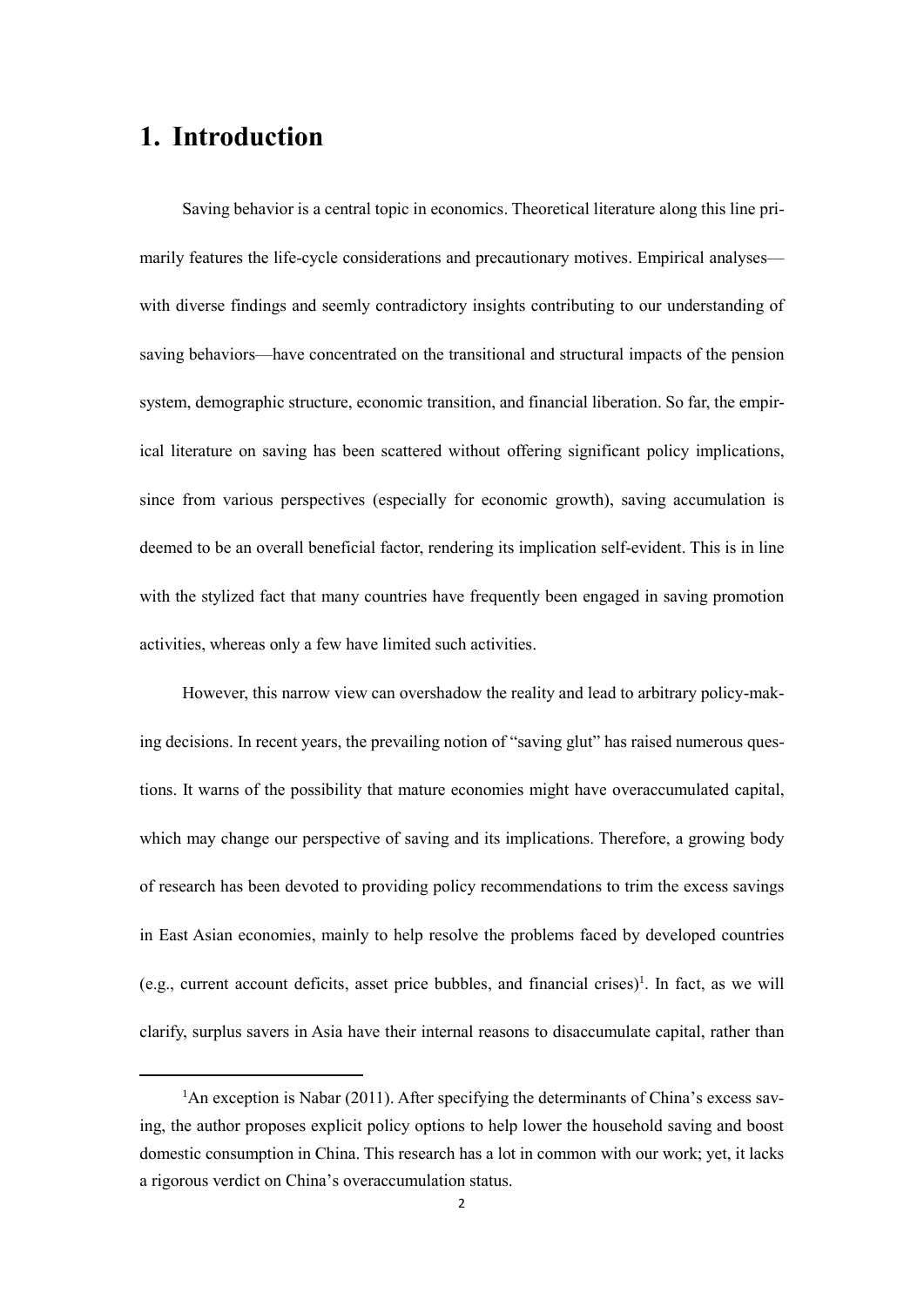# 1. Introduction

Saving behavior is a central topic in economics. Theoretical literature along this line primarily features the life-cycle considerations and precautionary motives. Empirical analyses—with diverse findings and seemly contradictory insights contributing to our understanding of saving behaviors—have concentrated on the transitional and structural impacts of the pension system, demographic structure, economic transition, and financial liberation. So far, the empirical literature on saving has been scattered without offering significant policy implications, since from various perspectives (especially for economic growth), saving accumulation is deemed to be an overall beneficial factor, rendering its implication self-evident. This is in line with the stylized fact that many countries have frequently been engaged in saving promotion activities, whereas only a few have limited such activities.

However, this narrow view can overshadow the reality and lead to arbitrary policy-making decisions. In recent years, the prevailing notion of "saving glut" has raised numerous questions. It warns of the possibility that mature economies might have overaccumulated capital, which may change our perspective of saving and its implications. Therefore, a growing body of research has been devoted to providing policy recommendations to trim the excess savings in East Asian economies, mainly to help resolve the problems faced by developed countries (e.g., current account deficits, asset price bubbles, and financial crises)[1]. In fact, as we will clarify, surplus savers in Asia have their internal reasons to disaccumulate capital, rather than

[1]An exception is Nabar (2011). After specifying the determinants of China's excess saving, the author proposes explicit policy options to help lower the household saving and boost domestic consumption in China. This research has a lot in common with our work; yet, it lacks a rigorous verdict on China's overaccumulation status.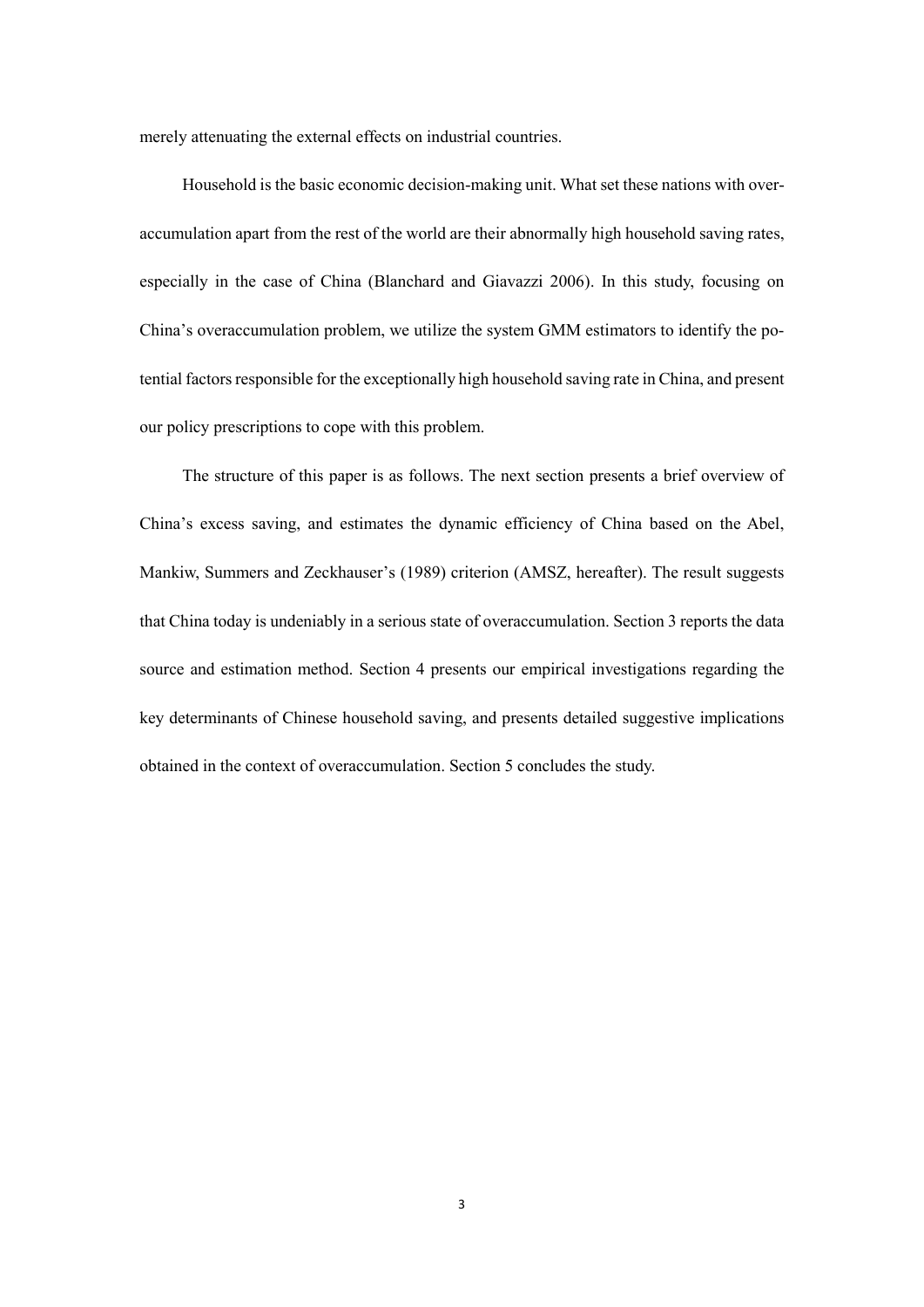merely attenuating the external effects on industrial countries.

Household is the basic economic decision-making unit. What set these nations with over-accumulation apart from the rest of the world are their abnormally high household saving rates, especially in the case of China (Blanchard and Giavazzi 2006). In this study, focusing on China's overaccumulation problem, we utilize the system GMM estimators to identify the potential factors responsible for the exceptionally high household saving rate in China, and present our policy prescriptions to cope with this problem.

The structure of this paper is as follows. The next section presents a brief overview of China's excess saving, and estimates the dynamic efficiency of China based on the Abel, Mankiw, Summers and Zeckhauser's (1989) criterion (AMSZ, hereafter). The result suggests that China today is undeniably in a serious state of overaccumulation. Section 3 reports the data source and estimation method. Section 4 presents our empirical investigations regarding the key determinants of Chinese household saving, and presents detailed suggestive implications obtained in the context of overaccumulation. Section 5 concludes the study.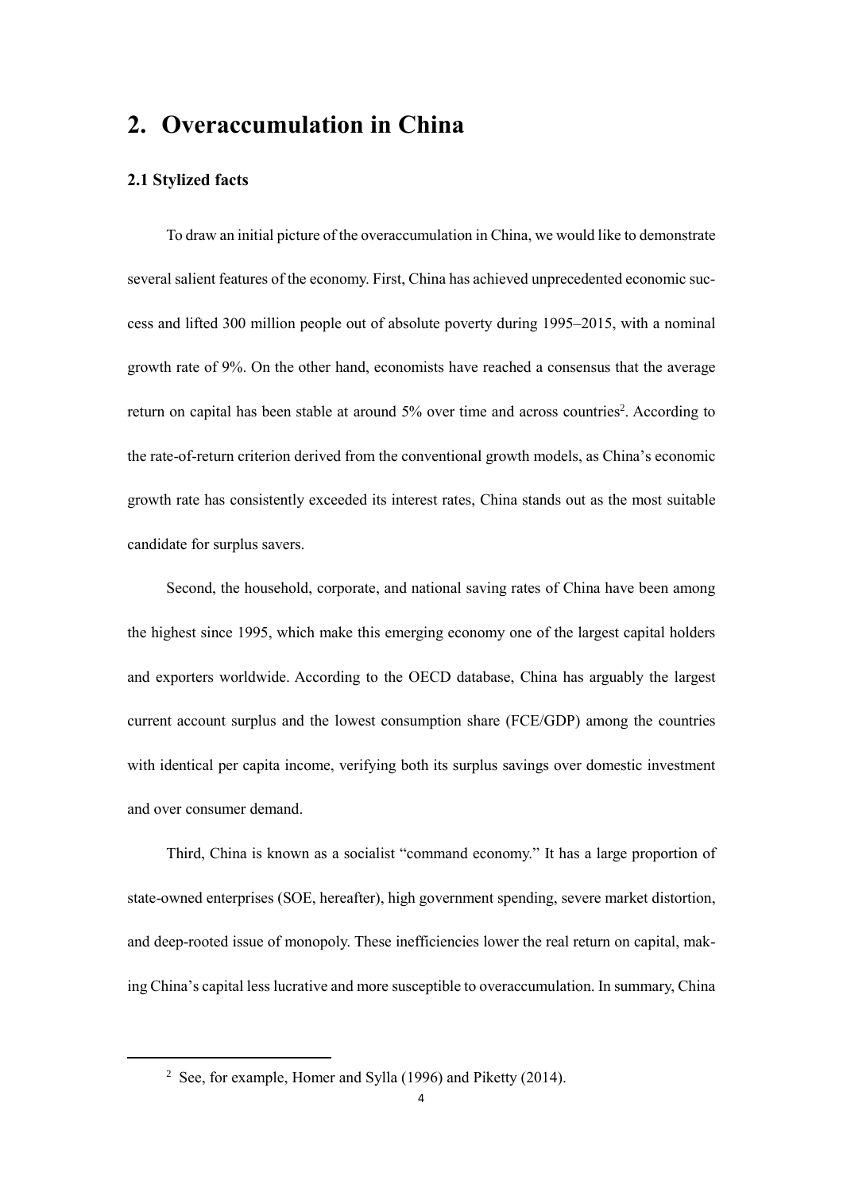# 2. Overaccumulation in China

### 2.1 Stylized facts

To draw an initial picture of the overaccumulation in China, we would like to demonstrate several salient features of the economy. First, China has achieved unprecedented economic success and lifted 300 million people out of absolute poverty during 1995–2015, with a nominal growth rate of 9%. On the other hand, economists have reached a consensus that the average return on capital has been stable at around 5% over time and across countries[2]. According to the rate-of-return criterion derived from the conventional growth models, as China's economic growth rate has consistently exceeded its interest rates, China stands out as the most suitable candidate for surplus savers.

Second, the household, corporate, and national saving rates of China have been among the highest since 1995, which make this emerging economy one of the largest capital holders and exporters worldwide. According to the OECD database, China has arguably the largest current account surplus and the lowest consumption share (FCE/GDP) among the countries with identical per capita income, verifying both its surplus savings over domestic investment and over consumer demand.

Third, China is known as a socialist "command economy." It has a large proportion of state-owned enterprises (SOE, hereafter), high government spending, severe market distortion, and deep-rooted issue of monopoly. These inefficiencies lower the real return on capital, making China's capital less lucrative and more susceptible to overaccumulation. In summary, China

[2] See, for example, Homer and Sylla (1996) and Piketty (2014).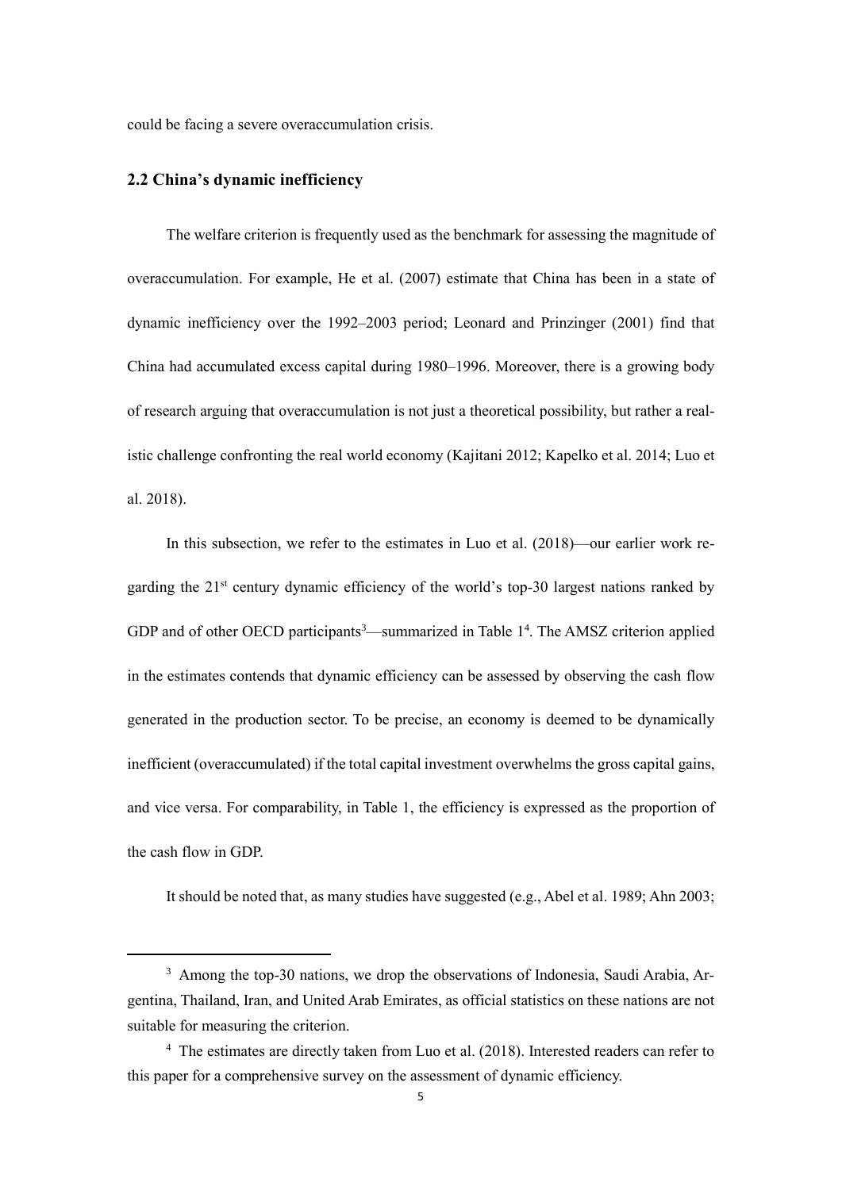could be facing a severe overaccumulation crisis.

## 2.2 China's dynamic inefficiency

The welfare criterion is frequently used as the benchmark for assessing the magnitude of overaccumulation. For example, He et al. (2007) estimate that China has been in a state of dynamic inefficiency over the 1992–2003 period; Leonard and Prinzinger (2001) find that China had accumulated excess capital during 1980–1996. Moreover, there is a growing body of research arguing that overaccumulation is not just a theoretical possibility, but rather a realistic challenge confronting the real world economy (Kajitani 2012; Kapelko et al. 2014; Luo et al. 2018).

In this subsection, we refer to the estimates in Luo et al. (2018)—our earlier work regarding the 21st century dynamic efficiency of the world's top-30 largest nations ranked by GDP and of other OECD participants[3]—summarized in Table 1[4]. The AMSZ criterion applied in the estimates contends that dynamic efficiency can be assessed by observing the cash flow generated in the production sector. To be precise, an economy is deemed to be dynamically inefficient (overaccumulated) if the total capital investment overwhelms the gross capital gains, and vice versa. For comparability, in Table 1, the efficiency is expressed as the proportion of the cash flow in GDP.

It should be noted that, as many studies have suggested (e.g., Abel et al. 1989; Ahn 2003;

[3] Among the top-30 nations, we drop the observations of Indonesia, Saudi Arabia, Argentina, Thailand, Iran, and United Arab Emirates, as official statistics on these nations are not suitable for measuring the criterion.

[4] The estimates are directly taken from Luo et al. (2018). Interested readers can refer to this paper for a comprehensive survey on the assessment of dynamic efficiency.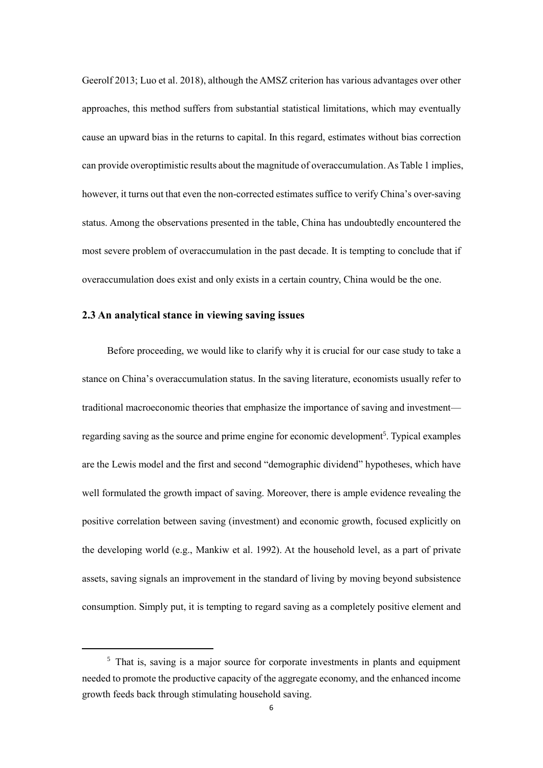Geerolf 2013; Luo et al. 2018), although the AMSZ criterion has various advantages over other approaches, this method suffers from substantial statistical limitations, which may eventually cause an upward bias in the returns to capital. In this regard, estimates without bias correction can provide overoptimistic results about the magnitude of overaccumulation. As Table 1 implies, however, it turns out that even the non-corrected estimates suffice to verify China's over-saving status. Among the observations presented in the table, China has undoubtedly encountered the most severe problem of overaccumulation in the past decade. It is tempting to conclude that if overaccumulation does exist and only exists in a certain country, China would be the one.

### 2.3 An analytical stance in viewing saving issues

Before proceeding, we would like to clarify why it is crucial for our case study to take a stance on China's overaccumulation status. In the saving literature, economists usually refer to traditional macroeconomic theories that emphasize the importance of saving and investment—regarding saving as the source and prime engine for economic development[5]. Typical examples are the Lewis model and the first and second "demographic dividend" hypotheses, which have well formulated the growth impact of saving. Moreover, there is ample evidence revealing the positive correlation between saving (investment) and economic growth, focused explicitly on the developing world (e.g., Mankiw et al. 1992). At the household level, as a part of private assets, saving signals an improvement in the standard of living by moving beyond subsistence consumption. Simply put, it is tempting to regard saving as a completely positive element and

[5] That is, saving is a major source for corporate investments in plants and equipment needed to promote the productive capacity of the aggregate economy, and the enhanced income growth feeds back through stimulating household saving.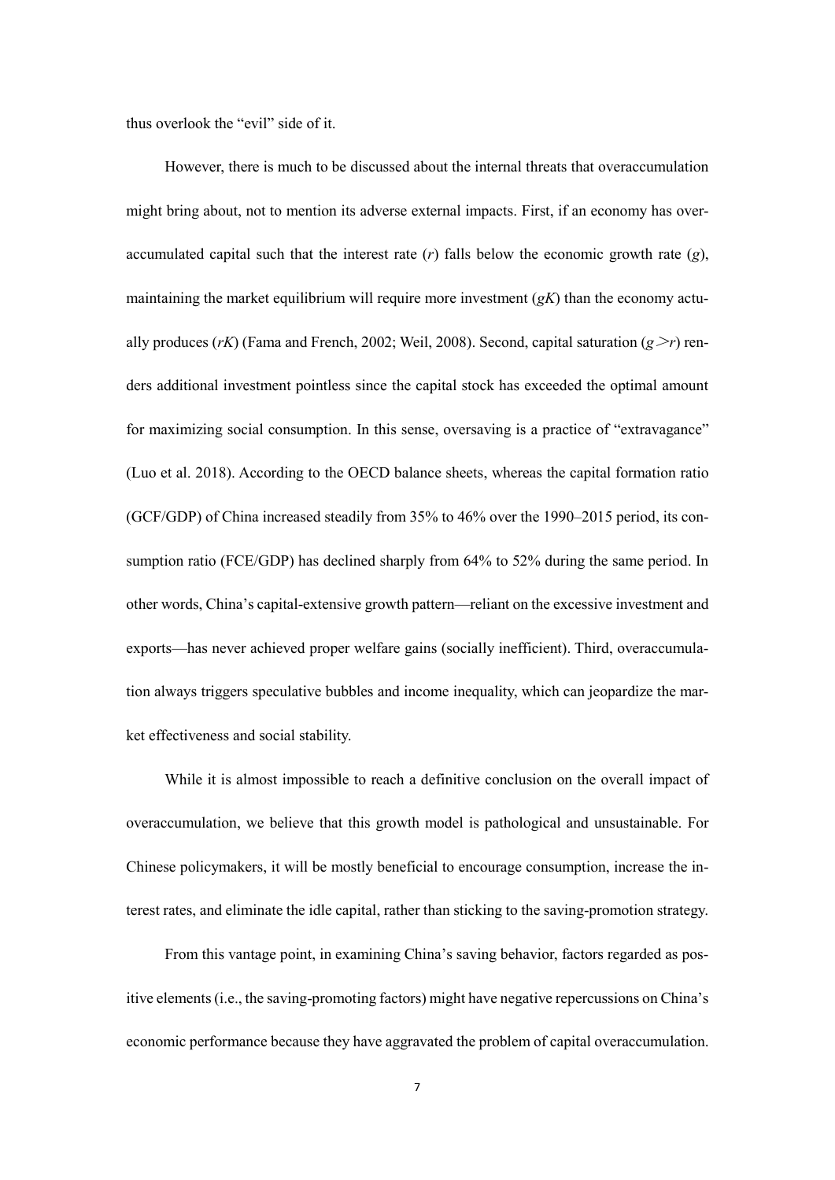thus overlook the "evil" side of it.

However, there is much to be discussed about the internal threats that overaccumulation might bring about, not to mention its adverse external impacts. First, if an economy has over-accumulated capital such that the interest rate ($r$) falls below the economic growth rate ($g$), maintaining the market equilibrium will require more investment ($gK$) than the economy actually produces ($rK$) (Fama and French, 2002; Weil, 2008). Second, capital saturation ($g > r$) renders additional investment pointless since the capital stock has exceeded the optimal amount for maximizing social consumption. In this sense, oversaving is a practice of "extravagance" (Luo et al. 2018). According to the OECD balance sheets, whereas the capital formation ratio (GCF/GDP) of China increased steadily from 35% to 46% over the 1990–2015 period, its consumption ratio (FCE/GDP) has declined sharply from 64% to 52% during the same period. In other words, China's capital-extensive growth pattern—reliant on the excessive investment and exports—has never achieved proper welfare gains (socially inefficient). Third, overaccumulation always triggers speculative bubbles and income inequality, which can jeopardize the market effectiveness and social stability.

While it is almost impossible to reach a definitive conclusion on the overall impact of overaccumulation, we believe that this growth model is pathological and unsustainable. For Chinese policymakers, it will be mostly beneficial to encourage consumption, increase the interest rates, and eliminate the idle capital, rather than sticking to the saving-promotion strategy.

From this vantage point, in examining China's saving behavior, factors regarded as positive elements (i.e., the saving-promoting factors) might have negative repercussions on China's economic performance because they have aggravated the problem of capital overaccumulation.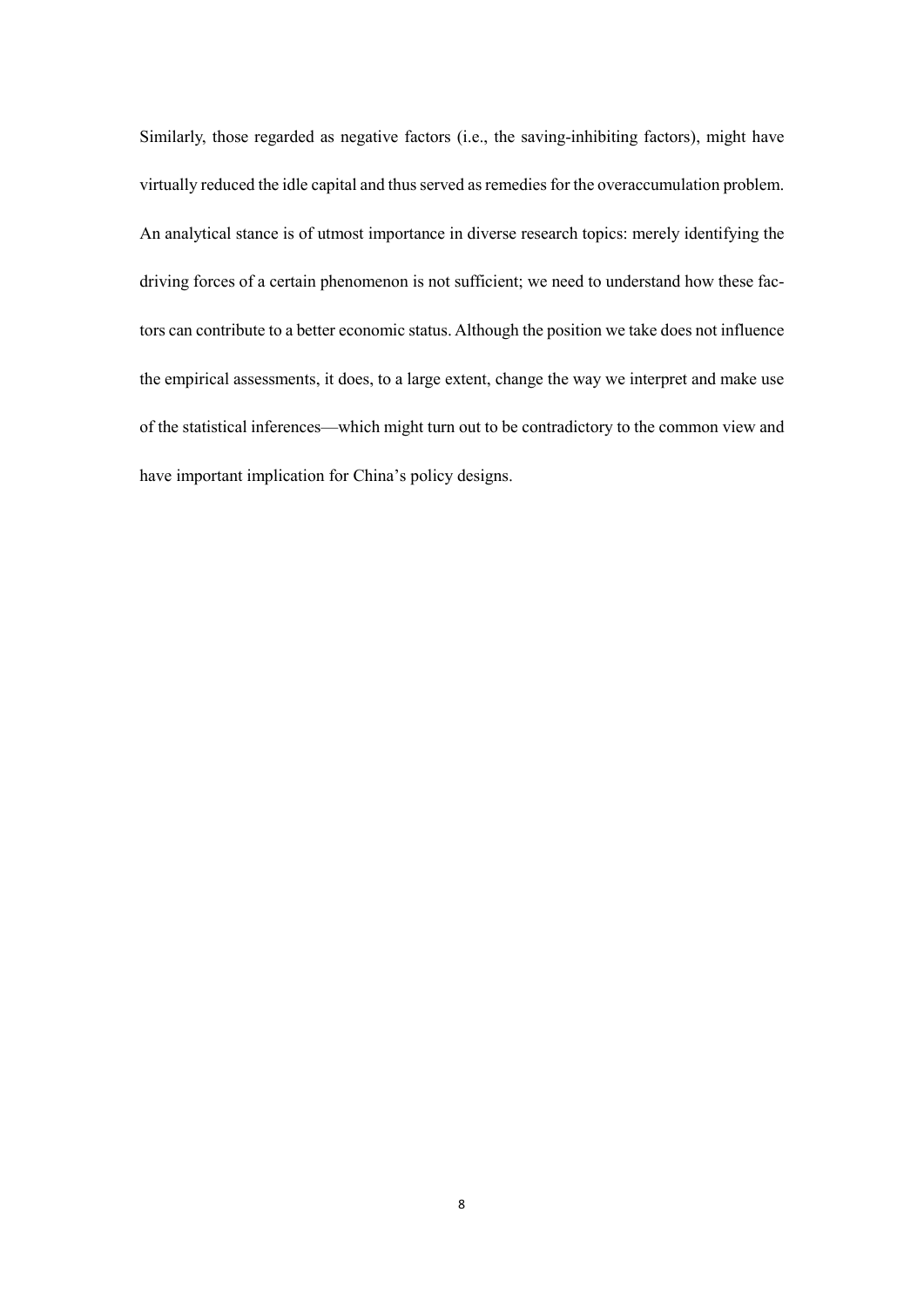Similarly, those regarded as negative factors (i.e., the saving-inhibiting factors), might have virtually reduced the idle capital and thus served as remedies for the overaccumulation problem. An analytical stance is of utmost importance in diverse research topics: merely identifying the driving forces of a certain phenomenon is not sufficient; we need to understand how these factors can contribute to a better economic status. Although the position we take does not influence the empirical assessments, it does, to a large extent, change the way we interpret and make use of the statistical inferences—which might turn out to be contradictory to the common view and have important implication for China's policy designs.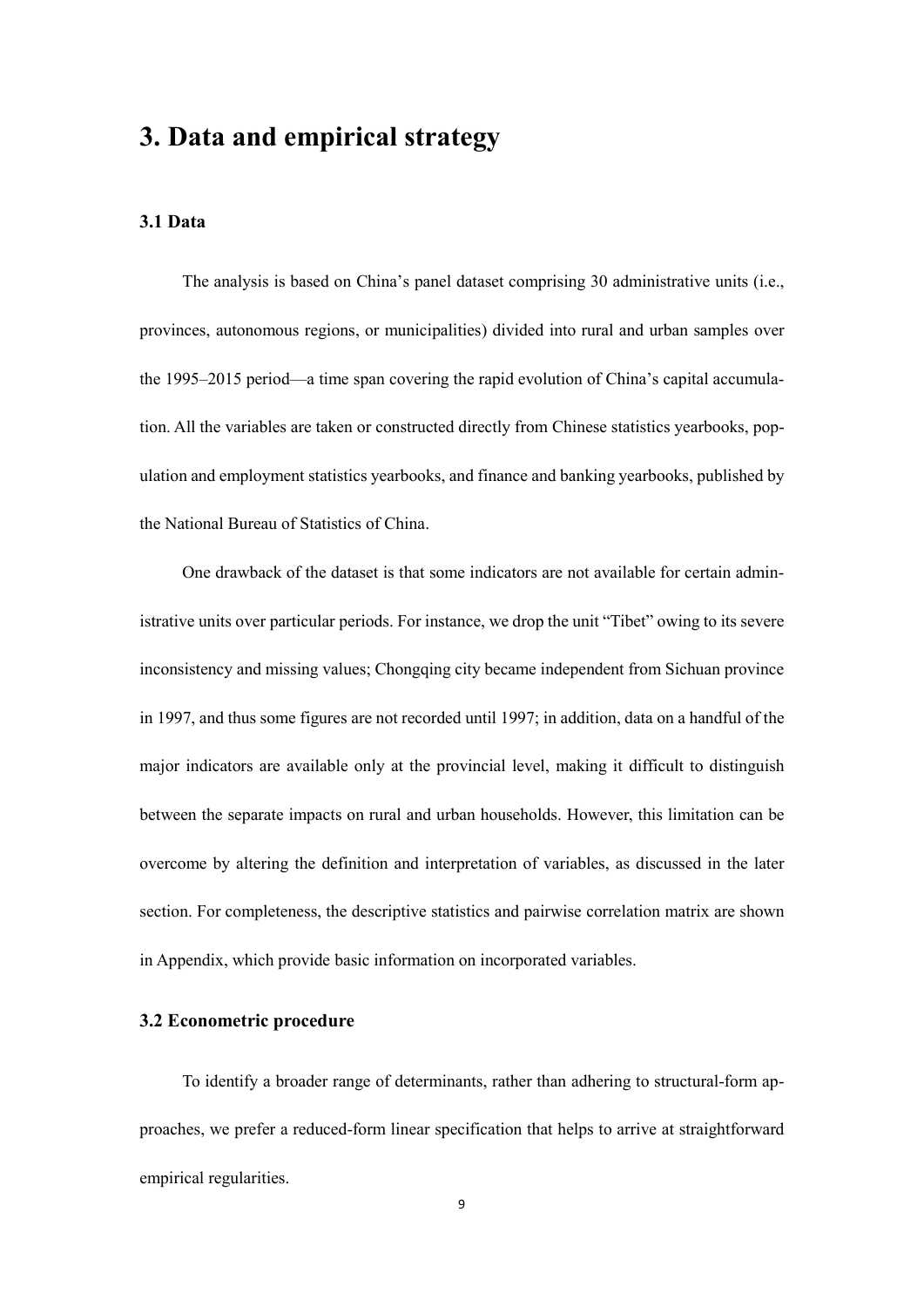# 3. Data and empirical strategy

### 3.1 Data

The analysis is based on China's panel dataset comprising 30 administrative units (i.e., provinces, autonomous regions, or municipalities) divided into rural and urban samples over the 1995–2015 period—a time span covering the rapid evolution of China's capital accumulation. All the variables are taken or constructed directly from Chinese statistics yearbooks, population and employment statistics yearbooks, and finance and banking yearbooks, published by the National Bureau of Statistics of China.

One drawback of the dataset is that some indicators are not available for certain administrative units over particular periods. For instance, we drop the unit "Tibet" owing to its severe inconsistency and missing values; Chongqing city became independent from Sichuan province in 1997, and thus some figures are not recorded until 1997; in addition, data on a handful of the major indicators are available only at the provincial level, making it difficult to distinguish between the separate impacts on rural and urban households. However, this limitation can be overcome by altering the definition and interpretation of variables, as discussed in the later section. For completeness, the descriptive statistics and pairwise correlation matrix are shown in Appendix, which provide basic information on incorporated variables.

### 3.2 Econometric procedure

To identify a broader range of determinants, rather than adhering to structural-form approaches, we prefer a reduced-form linear specification that helps to arrive at straightforward empirical regularities.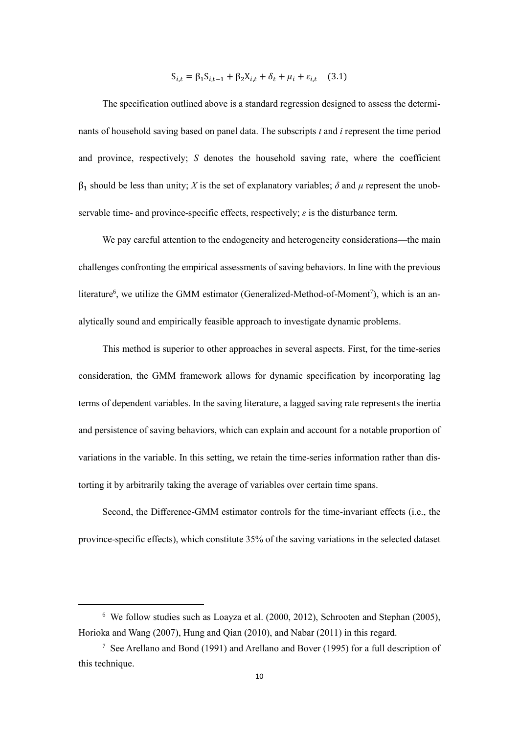$$S_{i,t} = \beta_1 S_{i,t-1} + \beta_2 X_{i,t} + \delta_t + \mu_i + \varepsilon_{i,t} \quad (3.1)$$

The specification outlined above is a standard regression designed to assess the determinants of household saving based on panel data. The subscripts *t* and *i* represent the time period and province, respectively; *S* denotes the household saving rate, where the coefficient $\beta_1$ should be less than unity; *X* is the set of explanatory variables; $\delta$ and $\mu$ represent the unobservable time- and province-specific effects, respectively; $\varepsilon$ is the disturbance term.

We pay careful attention to the endogeneity and heterogeneity considerations—the main challenges confronting the empirical assessments of saving behaviors. In line with the previous literature[6], we utilize the GMM estimator (Generalized-Method-of-Moment[7]), which is an analytically sound and empirically feasible approach to investigate dynamic problems.

This method is superior to other approaches in several aspects. First, for the time-series consideration, the GMM framework allows for dynamic specification by incorporating lag terms of dependent variables. In the saving literature, a lagged saving rate represents the inertia and persistence of saving behaviors, which can explain and account for a notable proportion of variations in the variable. In this setting, we retain the time-series information rather than distorting it by arbitrarily taking the average of variables over certain time spans.

Second, the Difference-GMM estimator controls for the time-invariant effects (i.e., the province-specific effects), which constitute 35% of the saving variations in the selected dataset

---

[6] We follow studies such as Loayza et al. (2000, 2012), Schrooten and Stephan (2005), Horioka and Wang (2007), Hung and Qian (2010), and Nabar (2011) in this regard.

[7] See Arellano and Bond (1991) and Arellano and Bover (1995) for a full description of this technique.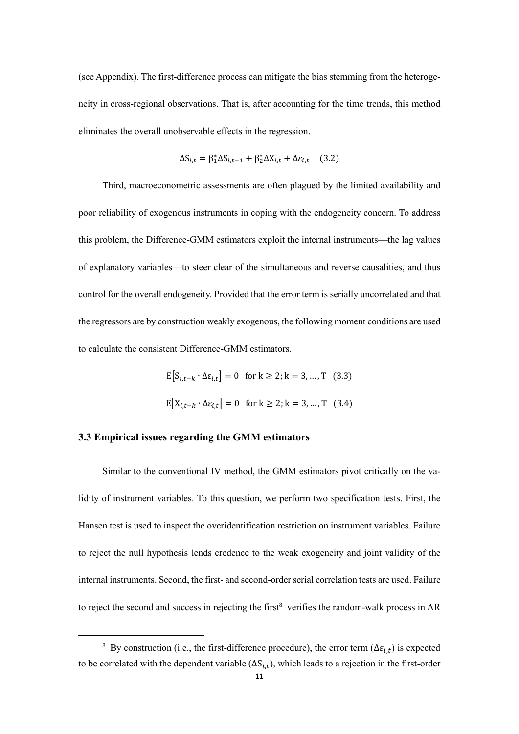(see Appendix). The first-difference process can mitigate the bias stemming from the heterogeneity in cross-regional observations. That is, after accounting for the time trends, this method eliminates the overall unobservable effects in the regression.

$$\Delta S_{i,t} = \beta_1^* \Delta S_{i,t-1} + \beta_2^* \Delta X_{i,t} + \Delta \varepsilon_{i,t} \quad (3.2)$$

Third, macroeconometric assessments are often plagued by the limited availability and poor reliability of exogenous instruments in coping with the endogeneity concern. To address this problem, the Difference-GMM estimators exploit the internal instruments—the lag values of explanatory variables—to steer clear of the simultaneous and reverse causalities, and thus control for the overall endogeneity. Provided that the error term is serially uncorrelated and that the regressors are by construction weakly exogenous, the following moment conditions are used to calculate the consistent Difference-GMM estimators.

$$E\left[S_{i,t-k} \cdot \Delta \varepsilon_{i,t}\right] = 0 \quad \text{for } k \geq 2; k = 3, \ldots, T \quad (3.3)$$

$$E\left[X_{i,t-k} \cdot \Delta \varepsilon_{i,t}\right] = 0 \quad \text{for } k \geq 2; k = 3, \ldots, T \quad (3.4)$$

### 3.3 Empirical issues regarding the GMM estimators

Similar to the conventional IV method, the GMM estimators pivot critically on the validity of instrument variables. To this question, we perform two specification tests. First, the Hansen test is used to inspect the overidentification restriction on instrument variables. Failure to reject the null hypothesis lends credence to the weak exogeneity and joint validity of the internal instruments. Second, the first- and second-order serial correlation tests are used. Failure to reject the second and success in rejecting the first[8] verifies the random-walk process in AR

[8] By construction (i.e., the first-difference procedure), the error term ($\Delta\varepsilon_{i,t}$) is expected to be correlated with the dependent variable ($\Delta S_{i,t}$), which leads to a rejection in the first-order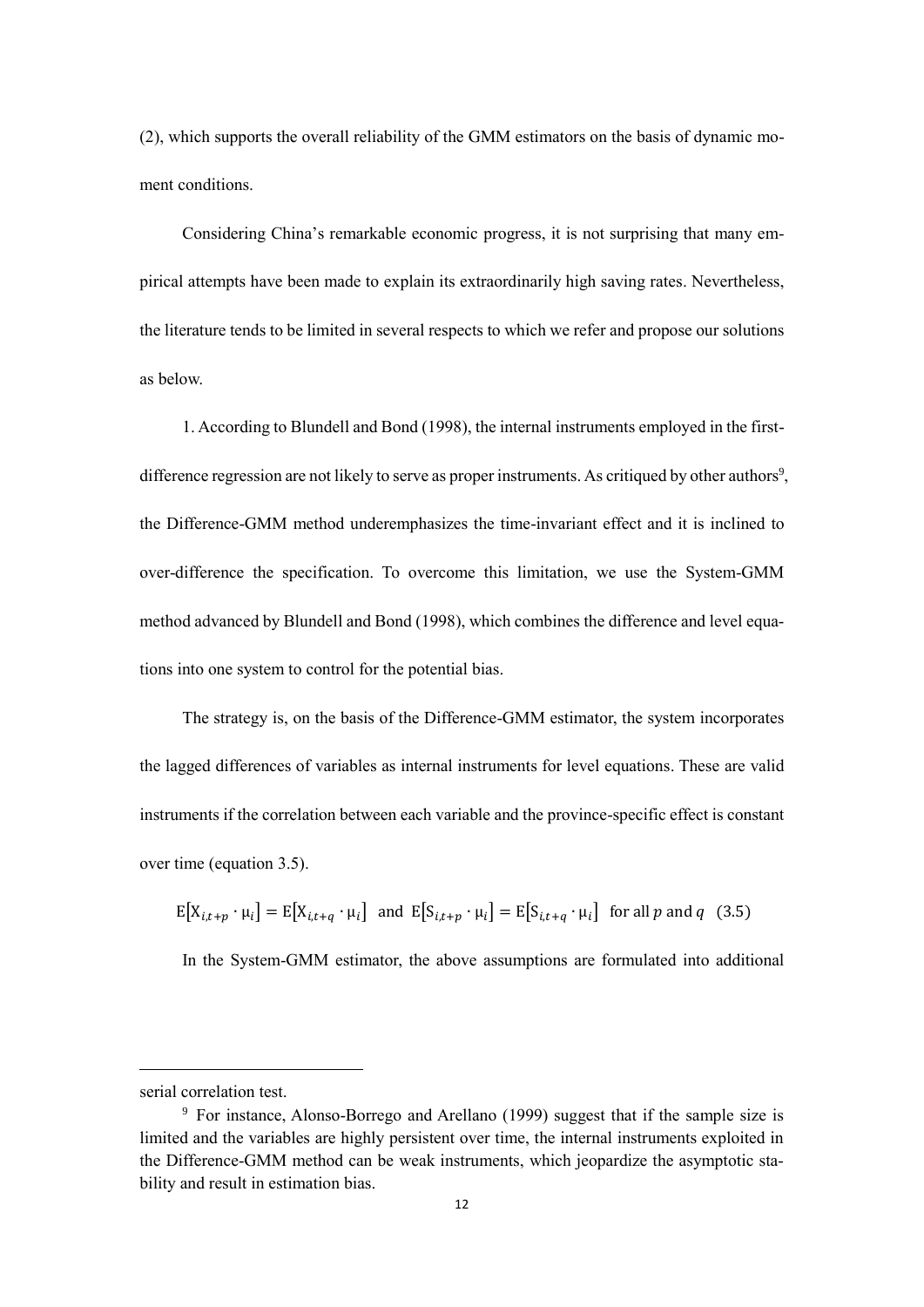(2), which supports the overall reliability of the GMM estimators on the basis of dynamic moment conditions.

Considering China's remarkable economic progress, it is not surprising that many empirical attempts have been made to explain its extraordinarily high saving rates. Nevertheless, the literature tends to be limited in several respects to which we refer and propose our solutions as below.

1. According to Blundell and Bond (1998), the internal instruments employed in the first-difference regression are not likely to serve as proper instruments. As critiqued by other authors[9], the Difference-GMM method underemphasizes the time-invariant effect and it is inclined to over-difference the specification. To overcome this limitation, we use the System-GMM method advanced by Blundell and Bond (1998), which combines the difference and level equations into one system to control for the potential bias.

The strategy is, on the basis of the Difference-GMM estimator, the system incorporates the lagged differences of variables as internal instruments for level equations. These are valid instruments if the correlation between each variable and the province-specific effect is constant over time (equation 3.5).

$$\mathrm{E}\left[\mathrm{X}_{i,t+p} \cdot \mu_i\right] = \mathrm{E}\left[\mathrm{X}_{i,t+q} \cdot \mu_i\right] \text{ and } \mathrm{E}\left[\mathrm{S}_{i,t+p} \cdot \mu_i\right] = \mathrm{E}\left[\mathrm{S}_{i,t+q} \cdot \mu_i\right] \text{ for all } p \text{ and } q \quad (3.5)$$

In the System-GMM estimator, the above assumptions are formulated into additional

---

serial correlation test.

[9] For instance, Alonso-Borrego and Arellano (1999) suggest that if the sample size is limited and the variables are highly persistent over time, the internal instruments exploited in the Difference-GMM method can be weak instruments, which jeopardize the asymptotic stability and result in estimation bias.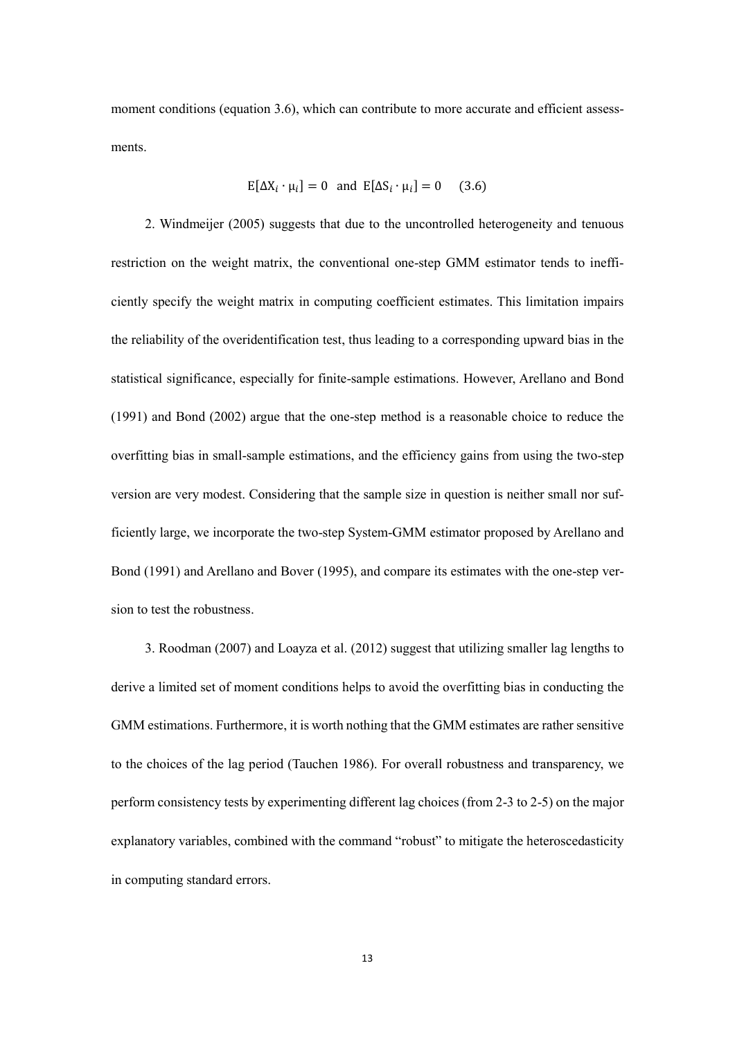moment conditions (equation 3.6), which can contribute to more accurate and efficient assessments.

$$E[\Delta X_i \cdot \mu_i] = 0 \quad \text{and} \quad E[\Delta S_i \cdot \mu_i] = 0 \qquad (3.6)$$

2. Windmeijer (2005) suggests that due to the uncontrolled heterogeneity and tenuous restriction on the weight matrix, the conventional one-step GMM estimator tends to inefficiently specify the weight matrix in computing coefficient estimates. This limitation impairs the reliability of the overidentification test, thus leading to a corresponding upward bias in the statistical significance, especially for finite-sample estimations. However, Arellano and Bond (1991) and Bond (2002) argue that the one-step method is a reasonable choice to reduce the overfitting bias in small-sample estimations, and the efficiency gains from using the two-step version are very modest. Considering that the sample size in question is neither small nor sufficiently large, we incorporate the two-step System-GMM estimator proposed by Arellano and Bond (1991) and Arellano and Bover (1995), and compare its estimates with the one-step version to test the robustness.

3. Roodman (2007) and Loayza et al. (2012) suggest that utilizing smaller lag lengths to derive a limited set of moment conditions helps to avoid the overfitting bias in conducting the GMM estimations. Furthermore, it is worth nothing that the GMM estimates are rather sensitive to the choices of the lag period (Tauchen 1986). For overall robustness and transparency, we perform consistency tests by experimenting different lag choices (from 2-3 to 2-5) on the major explanatory variables, combined with the command "robust" to mitigate the heteroscedasticity in computing standard errors.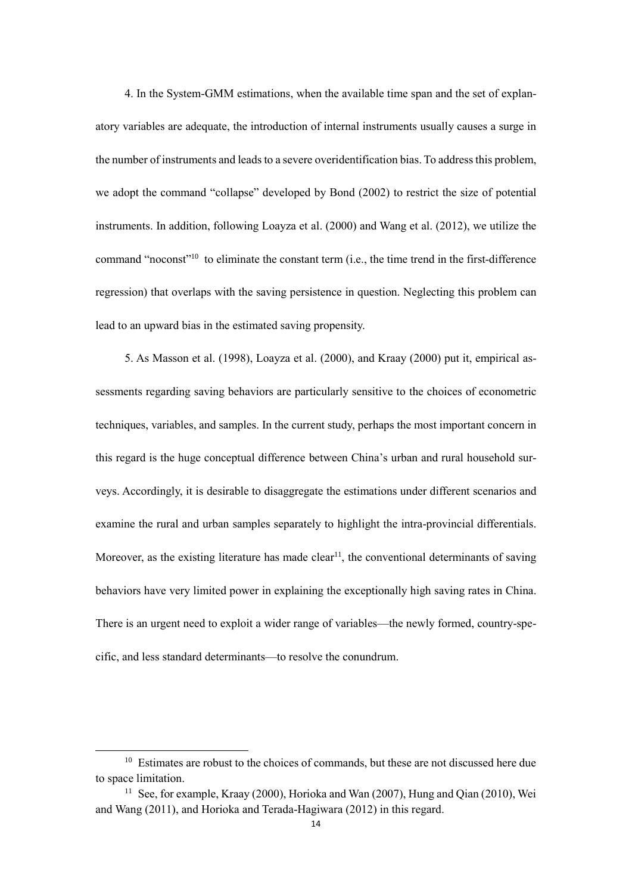4. In the System-GMM estimations, when the available time span and the set of explanatory variables are adequate, the introduction of internal instruments usually causes a surge in the number of instruments and leads to a severe overidentification bias. To address this problem, we adopt the command "collapse" developed by Bond (2002) to restrict the size of potential instruments. In addition, following Loayza et al. (2000) and Wang et al. (2012), we utilize the command "noconst"[10] to eliminate the constant term (i.e., the time trend in the first-difference regression) that overlaps with the saving persistence in question. Neglecting this problem can lead to an upward bias in the estimated saving propensity.

5. As Masson et al. (1998), Loayza et al. (2000), and Kraay (2000) put it, empirical assessments regarding saving behaviors are particularly sensitive to the choices of econometric techniques, variables, and samples. In the current study, perhaps the most important concern in this regard is the huge conceptual difference between China's urban and rural household surveys. Accordingly, it is desirable to disaggregate the estimations under different scenarios and examine the rural and urban samples separately to highlight the intra-provincial differentials. Moreover, as the existing literature has made clear[11], the conventional determinants of saving behaviors have very limited power in explaining the exceptionally high saving rates in China. There is an urgent need to exploit a wider range of variables—the newly formed, country-specific, and less standard determinants—to resolve the conundrum.

---

[10] Estimates are robust to the choices of commands, but these are not discussed here due to space limitation.

[11] See, for example, Kraay (2000), Horioka and Wan (2007), Hung and Qian (2010), Wei and Wang (2011), and Horioka and Terada-Hagiwara (2012) in this regard.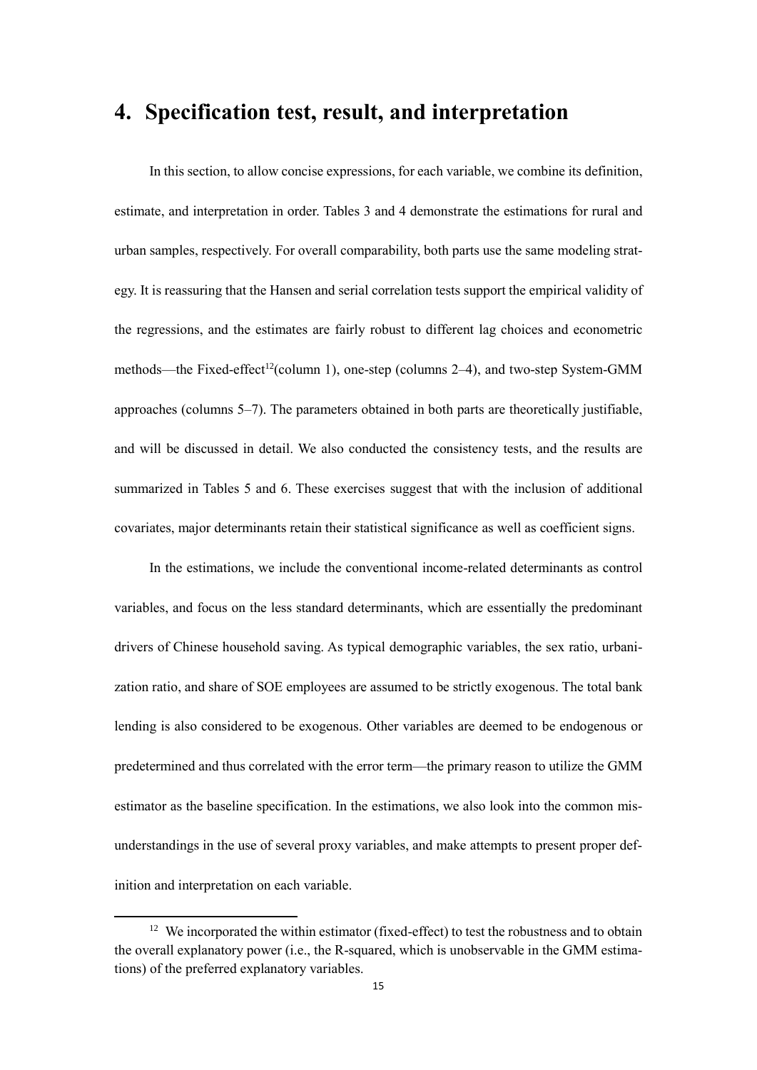# 4. Specification test, result, and interpretation

In this section, to allow concise expressions, for each variable, we combine its definition, estimate, and interpretation in order. Tables 3 and 4 demonstrate the estimations for rural and urban samples, respectively. For overall comparability, both parts use the same modeling strategy. It is reassuring that the Hansen and serial correlation tests support the empirical validity of the regressions, and the estimates are fairly robust to different lag choices and econometric methods—the Fixed-effect[12](column 1), one-step (columns 2–4), and two-step System-GMM approaches (columns 5–7). The parameters obtained in both parts are theoretically justifiable, and will be discussed in detail. We also conducted the consistency tests, and the results are summarized in Tables 5 and 6. These exercises suggest that with the inclusion of additional covariates, major determinants retain their statistical significance as well as coefficient signs.

In the estimations, we include the conventional income-related determinants as control variables, and focus on the less standard determinants, which are essentially the predominant drivers of Chinese household saving. As typical demographic variables, the sex ratio, urbanization ratio, and share of SOE employees are assumed to be strictly exogenous. The total bank lending is also considered to be exogenous. Other variables are deemed to be endogenous or predetermined and thus correlated with the error term—the primary reason to utilize the GMM estimator as the baseline specification. In the estimations, we also look into the common misunderstandings in the use of several proxy variables, and make attempts to present proper definition and interpretation on each variable.

[12] We incorporated the within estimator (fixed-effect) to test the robustness and to obtain the overall explanatory power (i.e., the R-squared, which is unobservable in the GMM estimations) of the preferred explanatory variables.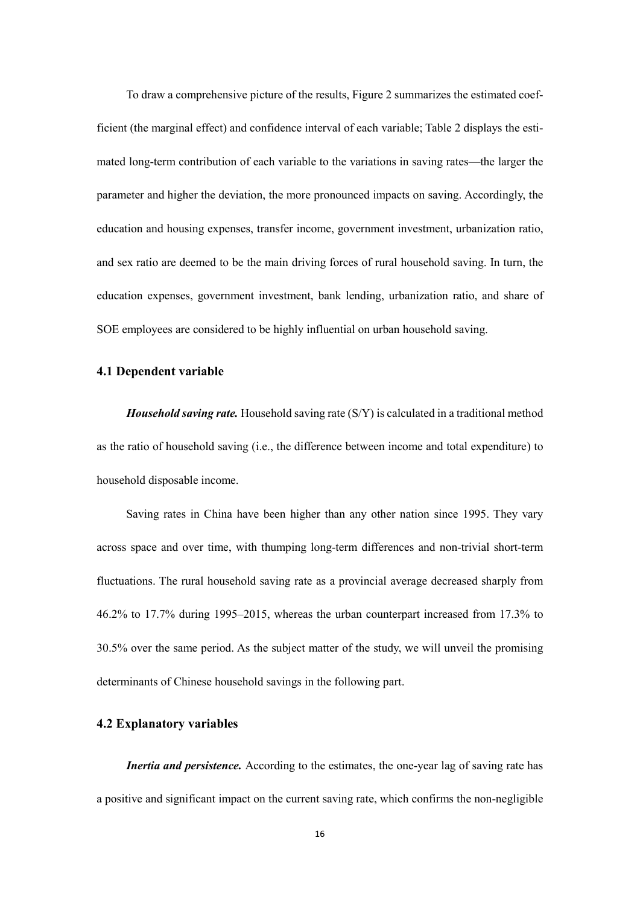To draw a comprehensive picture of the results, Figure 2 summarizes the estimated coefficient (the marginal effect) and confidence interval of each variable; Table 2 displays the estimated long-term contribution of each variable to the variations in saving rates—the larger the parameter and higher the deviation, the more pronounced impacts on saving. Accordingly, the education and housing expenses, transfer income, government investment, urbanization ratio, and sex ratio are deemed to be the main driving forces of rural household saving. In turn, the education expenses, government investment, bank lending, urbanization ratio, and share of SOE employees are considered to be highly influential on urban household saving.

### 4.1 Dependent variable

***Household saving rate.*** Household saving rate (S/Y) is calculated in a traditional method as the ratio of household saving (i.e., the difference between income and total expenditure) to household disposable income.

Saving rates in China have been higher than any other nation since 1995. They vary across space and over time, with thumping long-term differences and non-trivial short-term fluctuations. The rural household saving rate as a provincial average decreased sharply from 46.2% to 17.7% during 1995–2015, whereas the urban counterpart increased from 17.3% to 30.5% over the same period. As the subject matter of the study, we will unveil the promising determinants of Chinese household savings in the following part.

### 4.2 Explanatory variables

***Inertia and persistence.*** According to the estimates, the one-year lag of saving rate has a positive and significant impact on the current saving rate, which confirms the non-negligible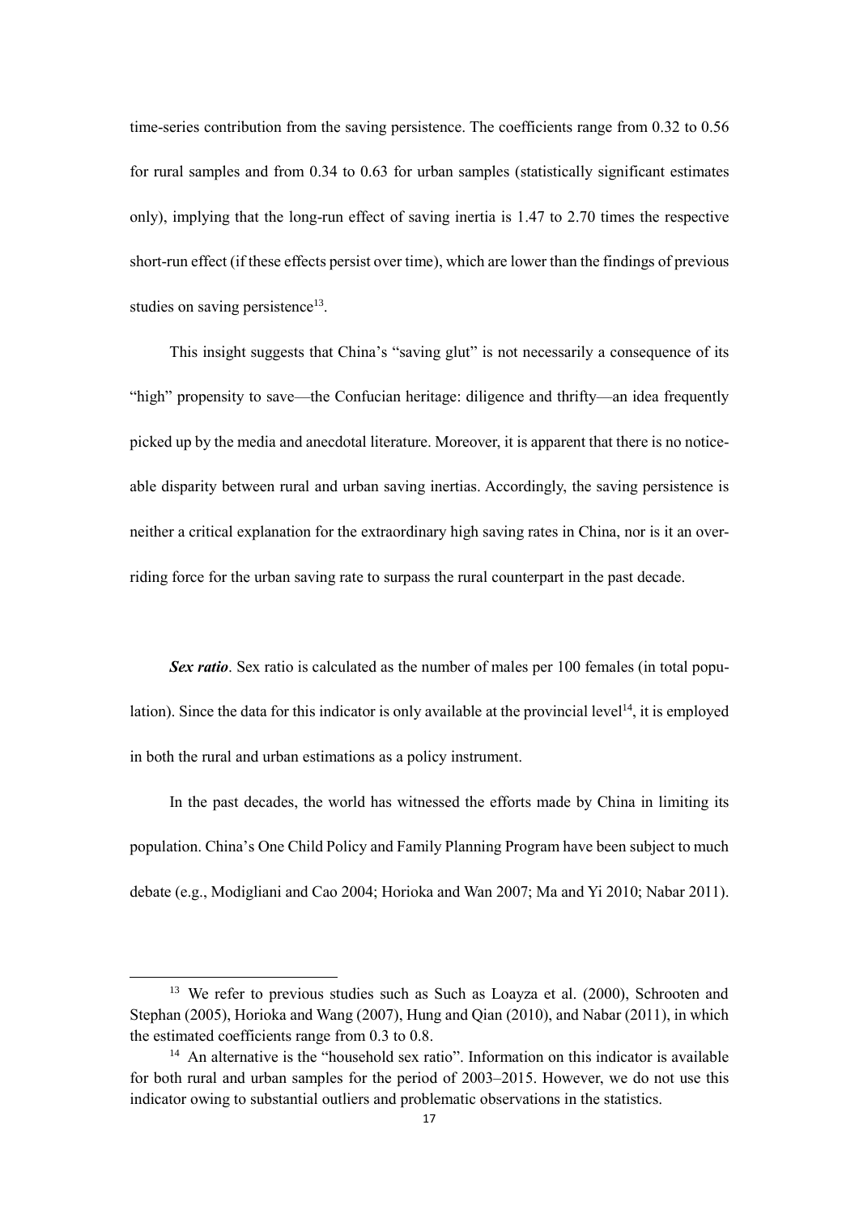time-series contribution from the saving persistence. The coefficients range from 0.32 to 0.56 for rural samples and from 0.34 to 0.63 for urban samples (statistically significant estimates only), implying that the long-run effect of saving inertia is 1.47 to 2.70 times the respective short-run effect (if these effects persist over time), which are lower than the findings of previous studies on saving persistence[13].

This insight suggests that China's "saving glut" is not necessarily a consequence of its "high" propensity to save—the Confucian heritage: diligence and thrifty—an idea frequently picked up by the media and anecdotal literature. Moreover, it is apparent that there is no noticeable disparity between rural and urban saving inertias. Accordingly, the saving persistence is neither a critical explanation for the extraordinary high saving rates in China, nor is it an overriding force for the urban saving rate to surpass the rural counterpart in the past decade.

***Sex ratio***. Sex ratio is calculated as the number of males per 100 females (in total population). Since the data for this indicator is only available at the provincial level[14], it is employed in both the rural and urban estimations as a policy instrument.

In the past decades, the world has witnessed the efforts made by China in limiting its population. China's One Child Policy and Family Planning Program have been subject to much debate (e.g., Modigliani and Cao 2004; Horioka and Wan 2007; Ma and Yi 2010; Nabar 2011).

---

[13] We refer to previous studies such as Such as Loayza et al. (2000), Schrooten and Stephan (2005), Horioka and Wang (2007), Hung and Qian (2010), and Nabar (2011), in which the estimated coefficients range from 0.3 to 0.8.

[14] An alternative is the "household sex ratio". Information on this indicator is available for both rural and urban samples for the period of 2003–2015. However, we do not use this indicator owing to substantial outliers and problematic observations in the statistics.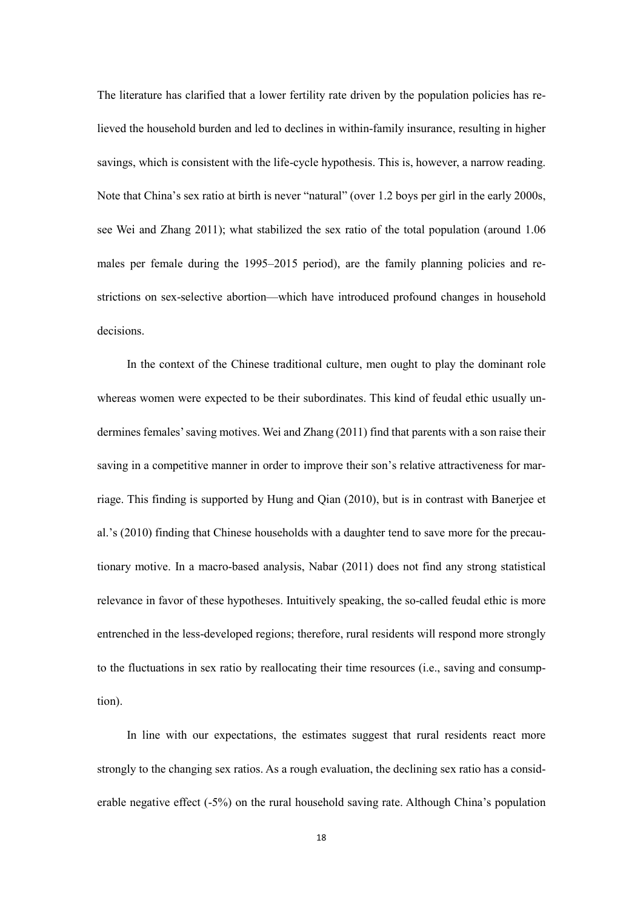The literature has clarified that a lower fertility rate driven by the population policies has relieved the household burden and led to declines in within-family insurance, resulting in higher savings, which is consistent with the life-cycle hypothesis. This is, however, a narrow reading. Note that China's sex ratio at birth is never "natural" (over 1.2 boys per girl in the early 2000s, see Wei and Zhang 2011); what stabilized the sex ratio of the total population (around 1.06 males per female during the 1995–2015 period), are the family planning policies and restrictions on sex-selective abortion—which have introduced profound changes in household decisions.

In the context of the Chinese traditional culture, men ought to play the dominant role whereas women were expected to be their subordinates. This kind of feudal ethic usually undermines females' saving motives. Wei and Zhang (2011) find that parents with a son raise their saving in a competitive manner in order to improve their son's relative attractiveness for marriage. This finding is supported by Hung and Qian (2010), but is in contrast with Banerjee et al.'s (2010) finding that Chinese households with a daughter tend to save more for the precautionary motive. In a macro-based analysis, Nabar (2011) does not find any strong statistical relevance in favor of these hypotheses. Intuitively speaking, the so-called feudal ethic is more entrenched in the less-developed regions; therefore, rural residents will respond more strongly to the fluctuations in sex ratio by reallocating their time resources (i.e., saving and consumption).

In line with our expectations, the estimates suggest that rural residents react more strongly to the changing sex ratios. As a rough evaluation, the declining sex ratio has a considerable negative effect (-5%) on the rural household saving rate. Although China's population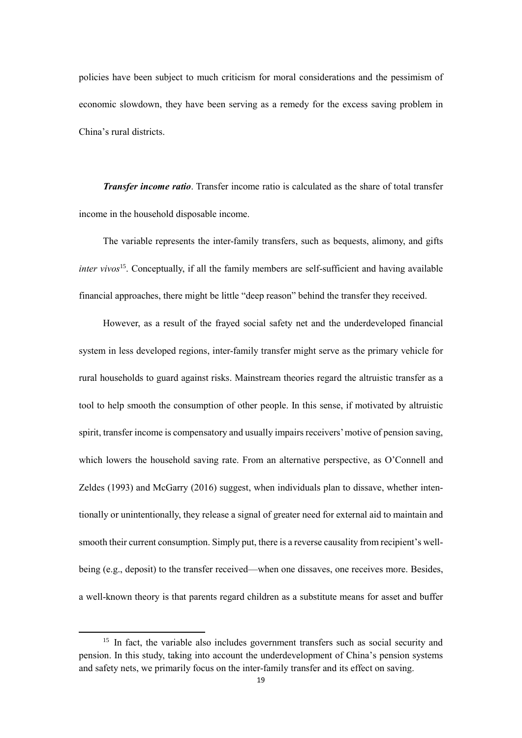policies have been subject to much criticism for moral considerations and the pessimism of economic slowdown, they have been serving as a remedy for the excess saving problem in China's rural districts.

***Transfer income ratio***. Transfer income ratio is calculated as the share of total transfer income in the household disposable income.

The variable represents the inter-family transfers, such as bequests, alimony, and gifts *inter vivos*[15]. Conceptually, if all the family members are self-sufficient and having available financial approaches, there might be little "deep reason" behind the transfer they received.

However, as a result of the frayed social safety net and the underdeveloped financial system in less developed regions, inter-family transfer might serve as the primary vehicle for rural households to guard against risks. Mainstream theories regard the altruistic transfer as a tool to help smooth the consumption of other people. In this sense, if motivated by altruistic spirit, transfer income is compensatory and usually impairs receivers' motive of pension saving, which lowers the household saving rate. From an alternative perspective, as O'Connell and Zeldes (1993) and McGarry (2016) suggest, when individuals plan to dissave, whether intentionally or unintentionally, they release a signal of greater need for external aid to maintain and smooth their current consumption. Simply put, there is a reverse causality from recipient's well-being (e.g., deposit) to the transfer received—when one dissaves, one receives more. Besides, a well-known theory is that parents regard children as a substitute means for asset and buffer

[15] In fact, the variable also includes government transfers such as social security and pension. In this study, taking into account the underdevelopment of China's pension systems and safety nets, we primarily focus on the inter-family transfer and its effect on saving.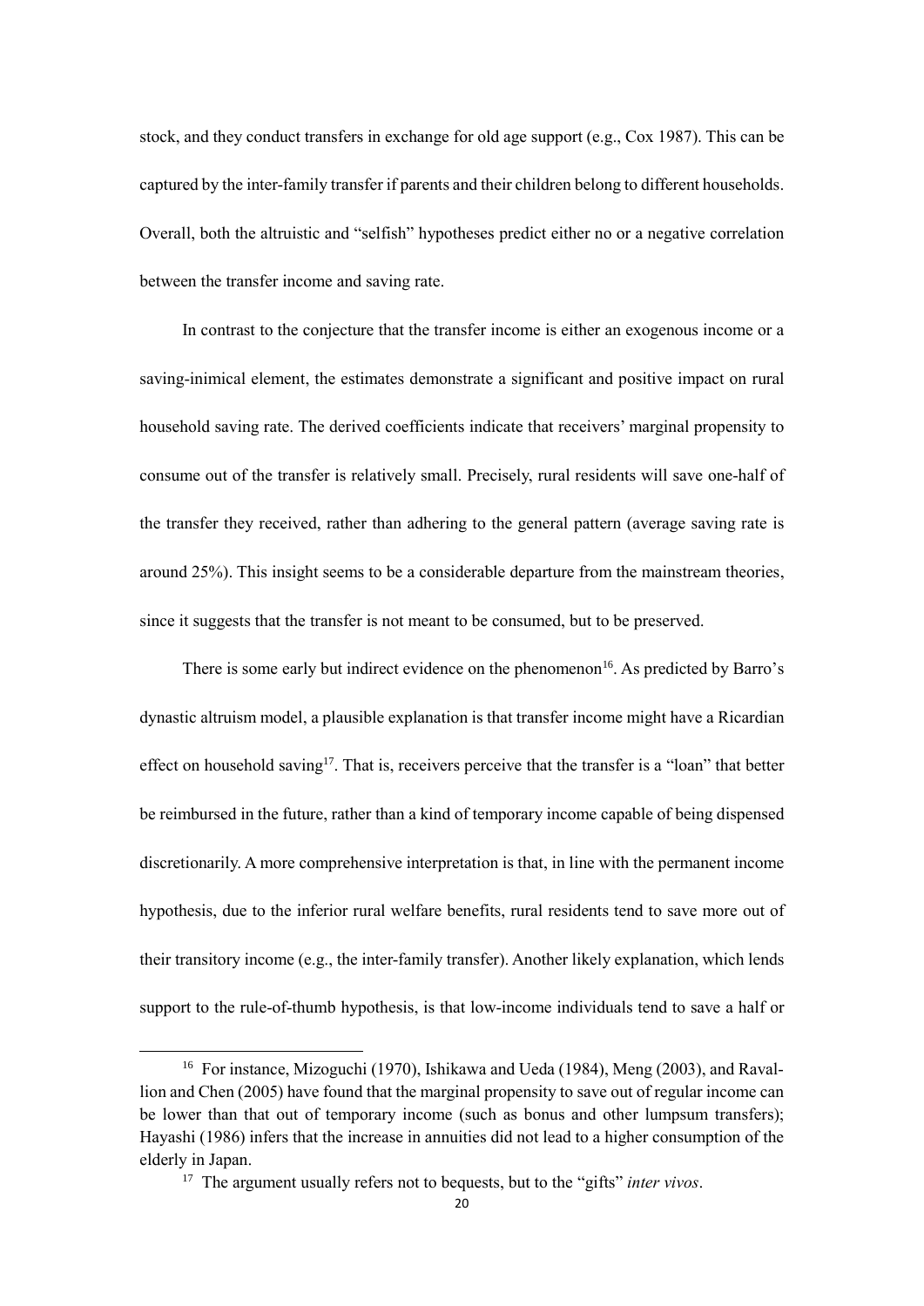stock, and they conduct transfers in exchange for old age support (e.g., Cox 1987). This can be captured by the inter-family transfer if parents and their children belong to different households. Overall, both the altruistic and "selfish" hypotheses predict either no or a negative correlation between the transfer income and saving rate.

In contrast to the conjecture that the transfer income is either an exogenous income or a saving-inimical element, the estimates demonstrate a significant and positive impact on rural household saving rate. The derived coefficients indicate that receivers' marginal propensity to consume out of the transfer is relatively small. Precisely, rural residents will save one-half of the transfer they received, rather than adhering to the general pattern (average saving rate is around 25%). This insight seems to be a considerable departure from the mainstream theories, since it suggests that the transfer is not meant to be consumed, but to be preserved.

There is some early but indirect evidence on the phenomenon[16]. As predicted by Barro's dynastic altruism model, a plausible explanation is that transfer income might have a Ricardian effect on household saving[17]. That is, receivers perceive that the transfer is a "loan" that better be reimbursed in the future, rather than a kind of temporary income capable of being dispensed discretionarily. A more comprehensive interpretation is that, in line with the permanent income hypothesis, due to the inferior rural welfare benefits, rural residents tend to save more out of their transitory income (e.g., the inter-family transfer). Another likely explanation, which lends support to the rule-of-thumb hypothesis, is that low-income individuals tend to save a half or

---

[16] For instance, Mizoguchi (1970), Ishikawa and Ueda (1984), Meng (2003), and Ravallion and Chen (2005) have found that the marginal propensity to save out of regular income can be lower than that out of temporary income (such as bonus and other lumpsum transfers); Hayashi (1986) infers that the increase in annuities did not lead to a higher consumption of the elderly in Japan.

[17] The argument usually refers not to bequests, but to the "gifts" *inter vivos*.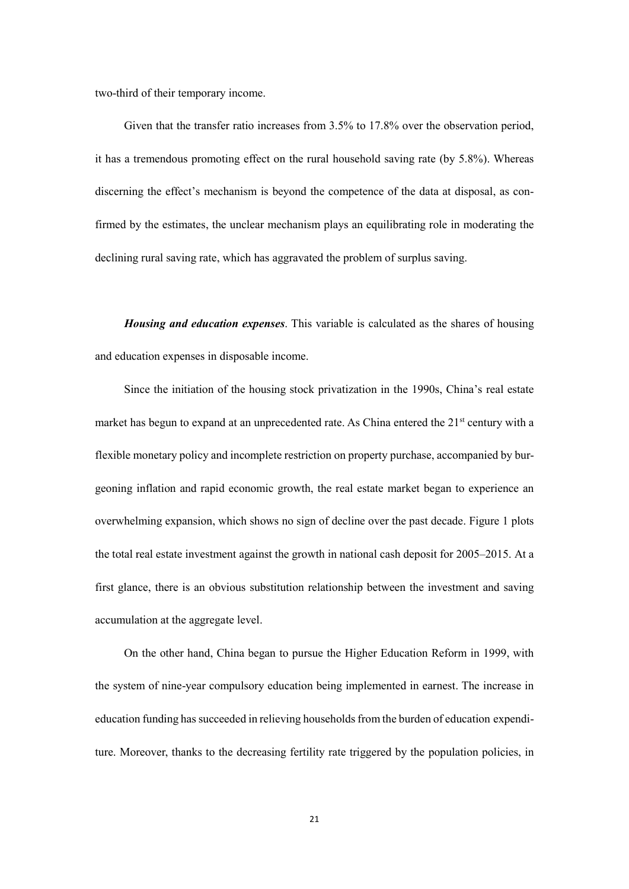two-third of their temporary income.

Given that the transfer ratio increases from 3.5% to 17.8% over the observation period, it has a tremendous promoting effect on the rural household saving rate (by 5.8%). Whereas discerning the effect's mechanism is beyond the competence of the data at disposal, as confirmed by the estimates, the unclear mechanism plays an equilibrating role in moderating the declining rural saving rate, which has aggravated the problem of surplus saving.

***Housing and education expenses***. This variable is calculated as the shares of housing and education expenses in disposable income.

Since the initiation of the housing stock privatization in the 1990s, China's real estate market has begun to expand at an unprecedented rate. As China entered the 21st century with a flexible monetary policy and incomplete restriction on property purchase, accompanied by burgeoning inflation and rapid economic growth, the real estate market began to experience an overwhelming expansion, which shows no sign of decline over the past decade. Figure 1 plots the total real estate investment against the growth in national cash deposit for 2005–2015. At a first glance, there is an obvious substitution relationship between the investment and saving accumulation at the aggregate level.

On the other hand, China began to pursue the Higher Education Reform in 1999, with the system of nine-year compulsory education being implemented in earnest. The increase in education funding has succeeded in relieving households from the burden of education expenditure. Moreover, thanks to the decreasing fertility rate triggered by the population policies, in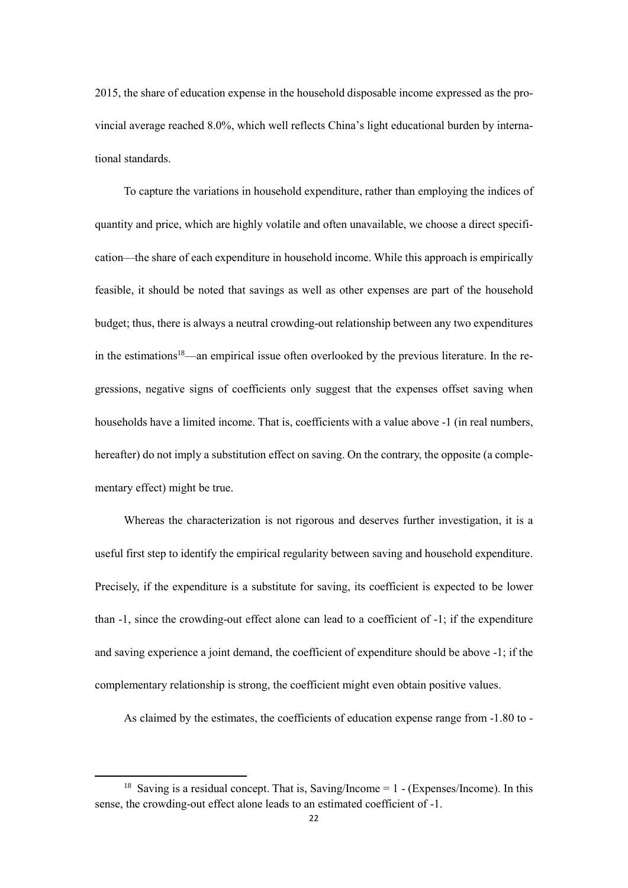2015, the share of education expense in the household disposable income expressed as the provincial average reached 8.0%, which well reflects China's light educational burden by international standards.

To capture the variations in household expenditure, rather than employing the indices of quantity and price, which are highly volatile and often unavailable, we choose a direct specification—the share of each expenditure in household income. While this approach is empirically feasible, it should be noted that savings as well as other expenses are part of the household budget; thus, there is always a neutral crowding-out relationship between any two expenditures in the estimations[18]—an empirical issue often overlooked by the previous literature. In the regressions, negative signs of coefficients only suggest that the expenses offset saving when households have a limited income. That is, coefficients with a value above -1 (in real numbers, hereafter) do not imply a substitution effect on saving. On the contrary, the opposite (a complementary effect) might be true.

Whereas the characterization is not rigorous and deserves further investigation, it is a useful first step to identify the empirical regularity between saving and household expenditure. Precisely, if the expenditure is a substitute for saving, its coefficient is expected to be lower than -1, since the crowding-out effect alone can lead to a coefficient of -1; if the expenditure and saving experience a joint demand, the coefficient of expenditure should be above -1; if the complementary relationship is strong, the coefficient might even obtain positive values.

As claimed by the estimates, the coefficients of education expense range from -1.80 to -

[18] Saving is a residual concept. That is, Saving/Income = 1 - (Expenses/Income). In this sense, the crowding-out effect alone leads to an estimated coefficient of -1.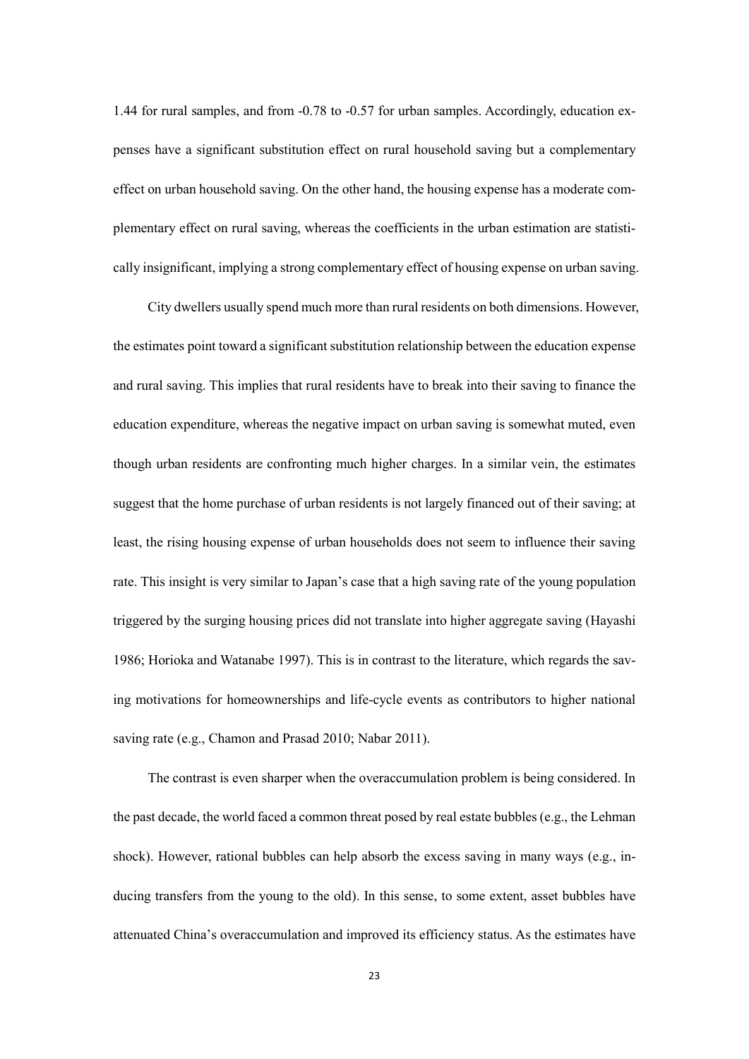1.44 for rural samples, and from -0.78 to -0.57 for urban samples. Accordingly, education expenses have a significant substitution effect on rural household saving but a complementary effect on urban household saving. On the other hand, the housing expense has a moderate complementary effect on rural saving, whereas the coefficients in the urban estimation are statistically insignificant, implying a strong complementary effect of housing expense on urban saving.

City dwellers usually spend much more than rural residents on both dimensions. However, the estimates point toward a significant substitution relationship between the education expense and rural saving. This implies that rural residents have to break into their saving to finance the education expenditure, whereas the negative impact on urban saving is somewhat muted, even though urban residents are confronting much higher charges. In a similar vein, the estimates suggest that the home purchase of urban residents is not largely financed out of their saving; at least, the rising housing expense of urban households does not seem to influence their saving rate. This insight is very similar to Japan's case that a high saving rate of the young population triggered by the surging housing prices did not translate into higher aggregate saving (Hayashi 1986; Horioka and Watanabe 1997). This is in contrast to the literature, which regards the saving motivations for homeownerships and life-cycle events as contributors to higher national saving rate (e.g., Chamon and Prasad 2010; Nabar 2011).

The contrast is even sharper when the overaccumulation problem is being considered. In the past decade, the world faced a common threat posed by real estate bubbles (e.g., the Lehman shock). However, rational bubbles can help absorb the excess saving in many ways (e.g., inducing transfers from the young to the old). In this sense, to some extent, asset bubbles have attenuated China's overaccumulation and improved its efficiency status. As the estimates have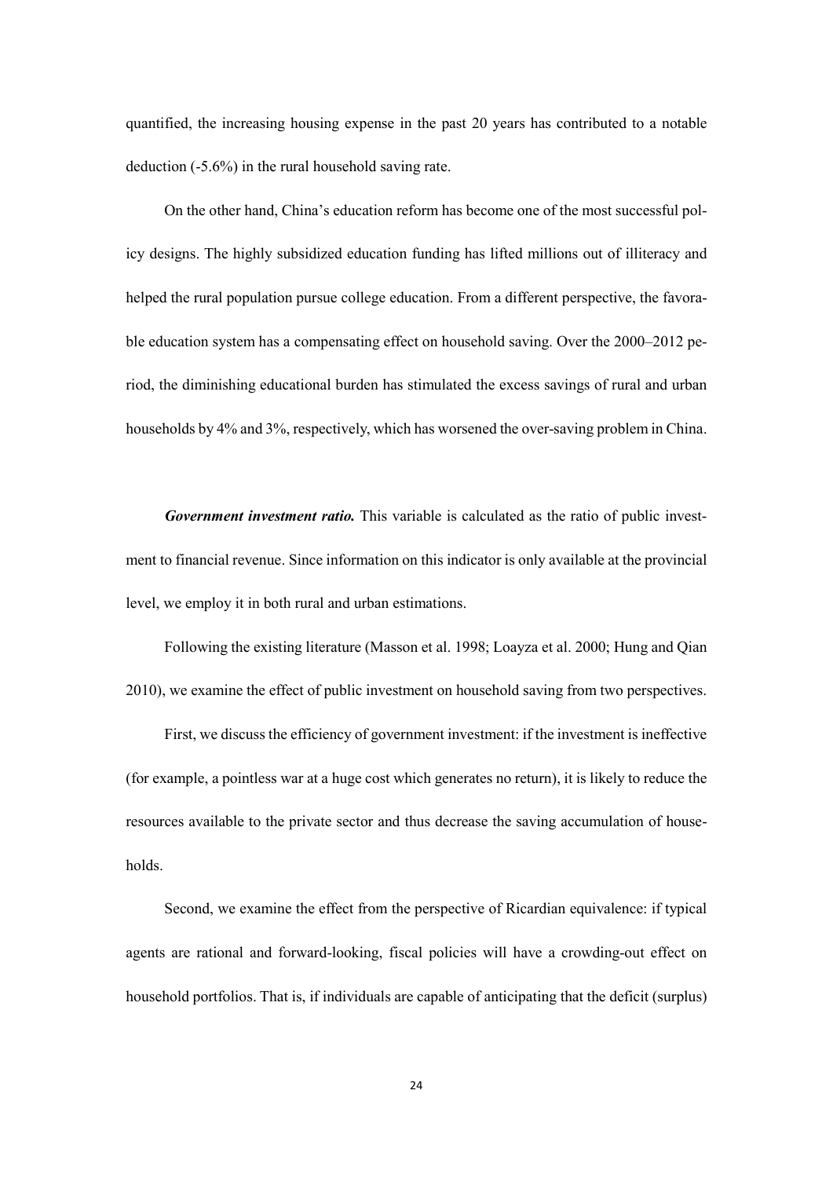quantified, the increasing housing expense in the past 20 years has contributed to a notable deduction (-5.6%) in the rural household saving rate.

On the other hand, China's education reform has become one of the most successful policy designs. The highly subsidized education funding has lifted millions out of illiteracy and helped the rural population pursue college education. From a different perspective, the favorable education system has a compensating effect on household saving. Over the 2000–2012 period, the diminishing educational burden has stimulated the excess savings of rural and urban households by 4% and 3%, respectively, which has worsened the over-saving problem in China.

***Government investment ratio.*** This variable is calculated as the ratio of public investment to financial revenue. Since information on this indicator is only available at the provincial level, we employ it in both rural and urban estimations.

Following the existing literature (Masson et al. 1998; Loayza et al. 2000; Hung and Qian 2010), we examine the effect of public investment on household saving from two perspectives.

First, we discuss the efficiency of government investment: if the investment is ineffective (for example, a pointless war at a huge cost which generates no return), it is likely to reduce the resources available to the private sector and thus decrease the saving accumulation of households.

Second, we examine the effect from the perspective of Ricardian equivalence: if typical agents are rational and forward-looking, fiscal policies will have a crowding-out effect on household portfolios. That is, if individuals are capable of anticipating that the deficit (surplus)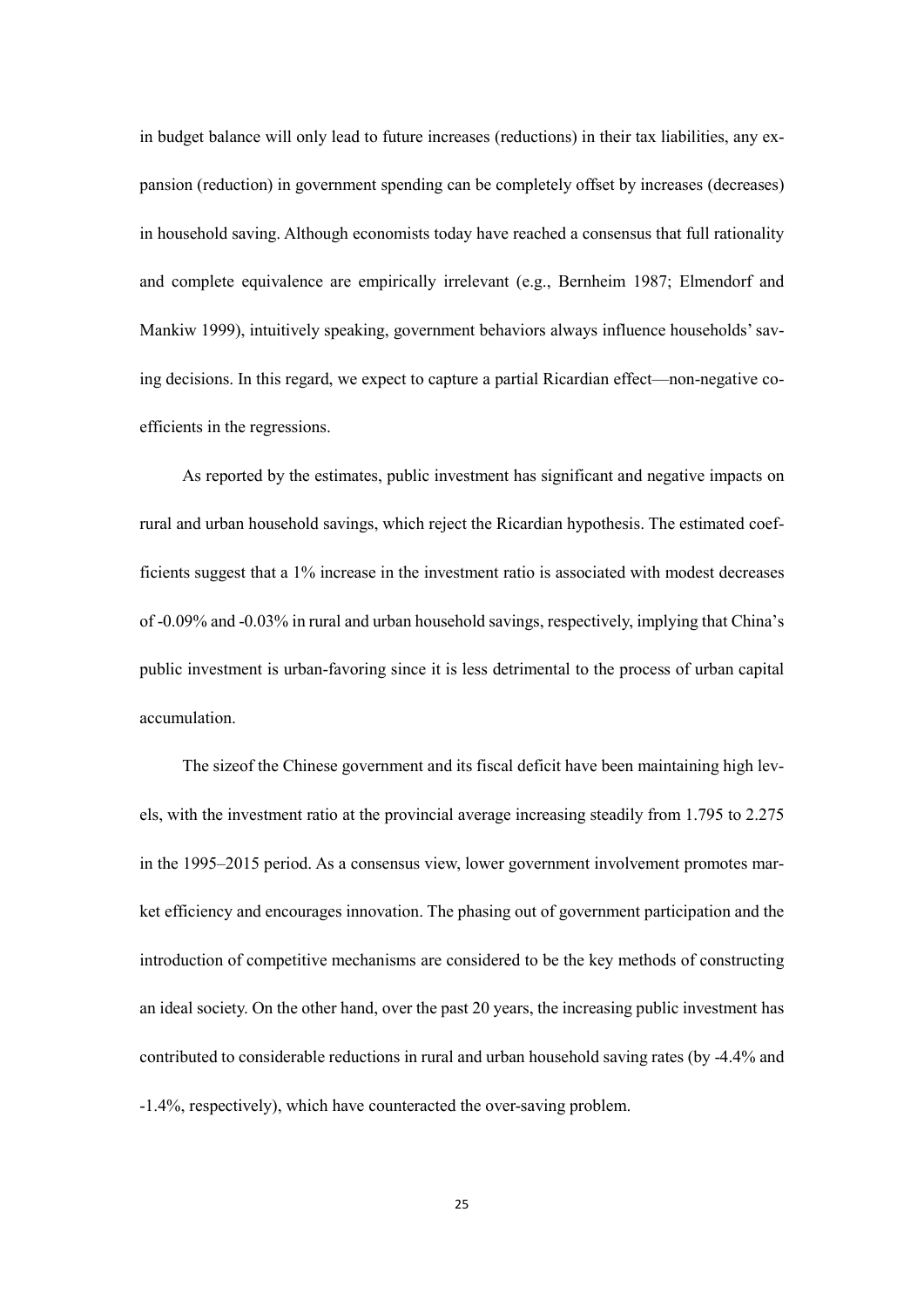in budget balance will only lead to future increases (reductions) in their tax liabilities, any expansion (reduction) in government spending can be completely offset by increases (decreases) in household saving. Although economists today have reached a consensus that full rationality and complete equivalence are empirically irrelevant (e.g., Bernheim 1987; Elmendorf and Mankiw 1999), intuitively speaking, government behaviors always influence households' saving decisions. In this regard, we expect to capture a partial Ricardian effect—non-negative coefficients in the regressions.

As reported by the estimates, public investment has significant and negative impacts on rural and urban household savings, which reject the Ricardian hypothesis. The estimated coefficients suggest that a 1% increase in the investment ratio is associated with modest decreases of -0.09% and -0.03% in rural and urban household savings, respectively, implying that China's public investment is urban-favoring since it is less detrimental to the process of urban capital accumulation.

The sizeof the Chinese government and its fiscal deficit have been maintaining high levels, with the investment ratio at the provincial average increasing steadily from 1.795 to 2.275 in the 1995–2015 period. As a consensus view, lower government involvement promotes market efficiency and encourages innovation. The phasing out of government participation and the introduction of competitive mechanisms are considered to be the key methods of constructing an ideal society. On the other hand, over the past 20 years, the increasing public investment has contributed to considerable reductions in rural and urban household saving rates (by -4.4% and -1.4%, respectively), which have counteracted the over-saving problem.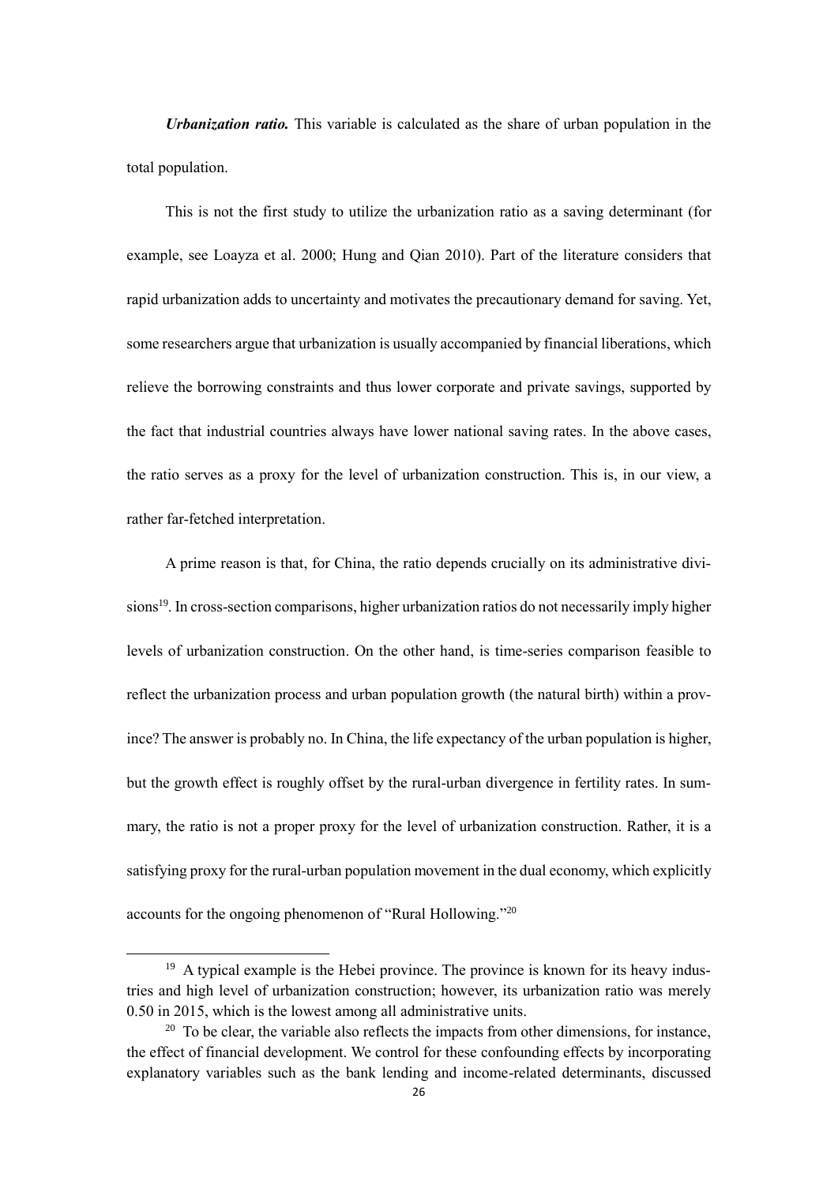***Urbanization ratio.*** This variable is calculated as the share of urban population in the total population.

This is not the first study to utilize the urbanization ratio as a saving determinant (for example, see Loayza et al. 2000; Hung and Qian 2010). Part of the literature considers that rapid urbanization adds to uncertainty and motivates the precautionary demand for saving. Yet, some researchers argue that urbanization is usually accompanied by financial liberations, which relieve the borrowing constraints and thus lower corporate and private savings, supported by the fact that industrial countries always have lower national saving rates. In the above cases, the ratio serves as a proxy for the level of urbanization construction. This is, in our view, a rather far-fetched interpretation.

A prime reason is that, for China, the ratio depends crucially on its administrative divisions[19]. In cross-section comparisons, higher urbanization ratios do not necessarily imply higher levels of urbanization construction. On the other hand, is time-series comparison feasible to reflect the urbanization process and urban population growth (the natural birth) within a province? The answer is probably no. In China, the life expectancy of the urban population is higher, but the growth effect is roughly offset by the rural-urban divergence in fertility rates. In summary, the ratio is not a proper proxy for the level of urbanization construction. Rather, it is a satisfying proxy for the rural-urban population movement in the dual economy, which explicitly accounts for the ongoing phenomenon of "Rural Hollowing."[20]

---

[19] A typical example is the Hebei province. The province is known for its heavy industries and high level of urbanization construction; however, its urbanization ratio was merely 0.50 in 2015, which is the lowest among all administrative units.

[20] To be clear, the variable also reflects the impacts from other dimensions, for instance, the effect of financial development. We control for these confounding effects by incorporating explanatory variables such as the bank lending and income-related determinants, discussed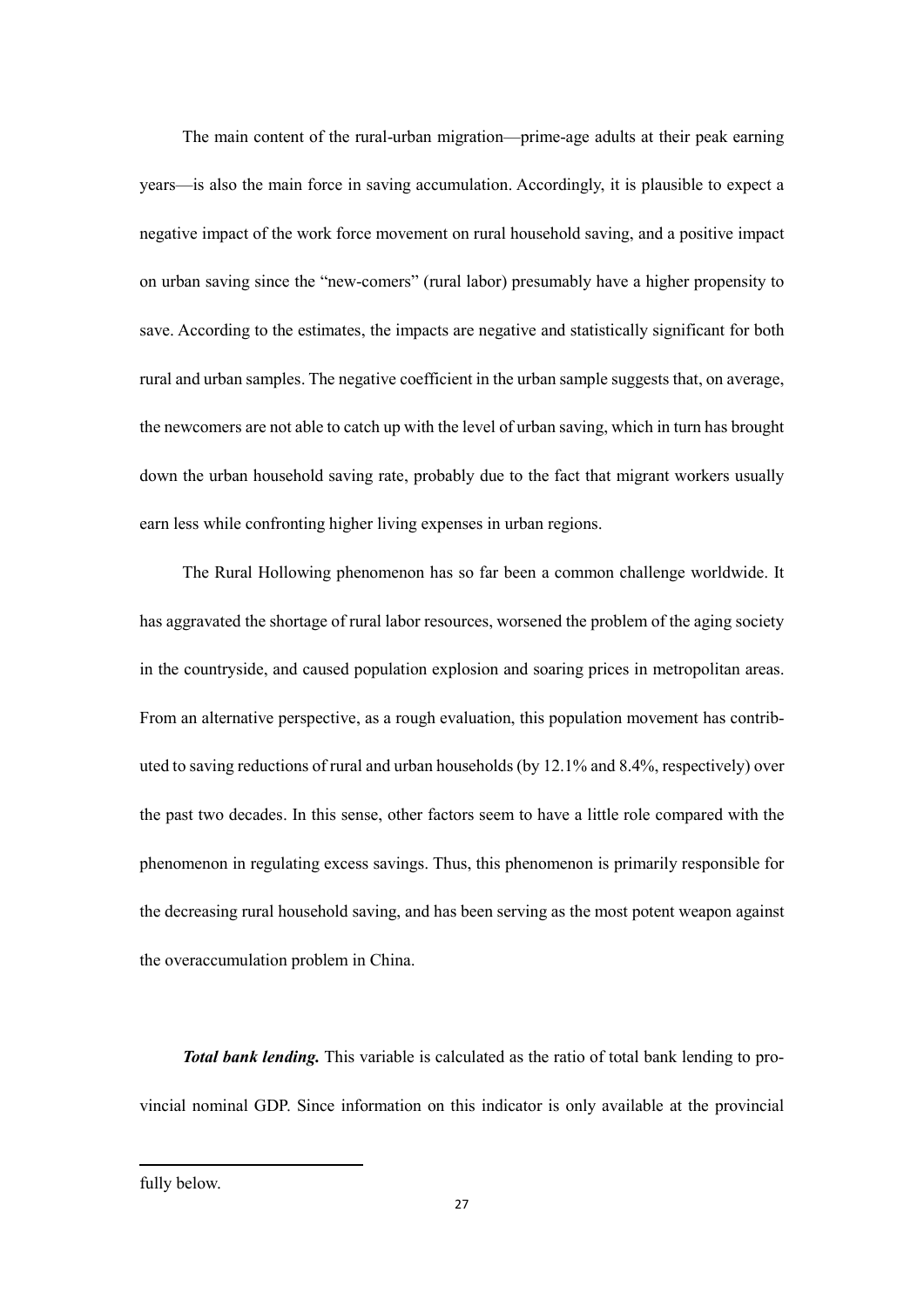The main content of the rural-urban migration—prime-age adults at their peak earning years—is also the main force in saving accumulation. Accordingly, it is plausible to expect a negative impact of the work force movement on rural household saving, and a positive impact on urban saving since the "new-comers" (rural labor) presumably have a higher propensity to save. According to the estimates, the impacts are negative and statistically significant for both rural and urban samples. The negative coefficient in the urban sample suggests that, on average, the newcomers are not able to catch up with the level of urban saving, which in turn has brought down the urban household saving rate, probably due to the fact that migrant workers usually earn less while confronting higher living expenses in urban regions.

The Rural Hollowing phenomenon has so far been a common challenge worldwide. It has aggravated the shortage of rural labor resources, worsened the problem of the aging society in the countryside, and caused population explosion and soaring prices in metropolitan areas. From an alternative perspective, as a rough evaluation, this population movement has contributed to saving reductions of rural and urban households (by 12.1% and 8.4%, respectively) over the past two decades. In this sense, other factors seem to have a little role compared with the phenomenon in regulating excess savings. Thus, this phenomenon is primarily responsible for the decreasing rural household saving, and has been serving as the most potent weapon against the overaccumulation problem in China.

***Total bank lending.*** This variable is calculated as the ratio of total bank lending to provincial nominal GDP. Since information on this indicator is only available at the provincial

fully below.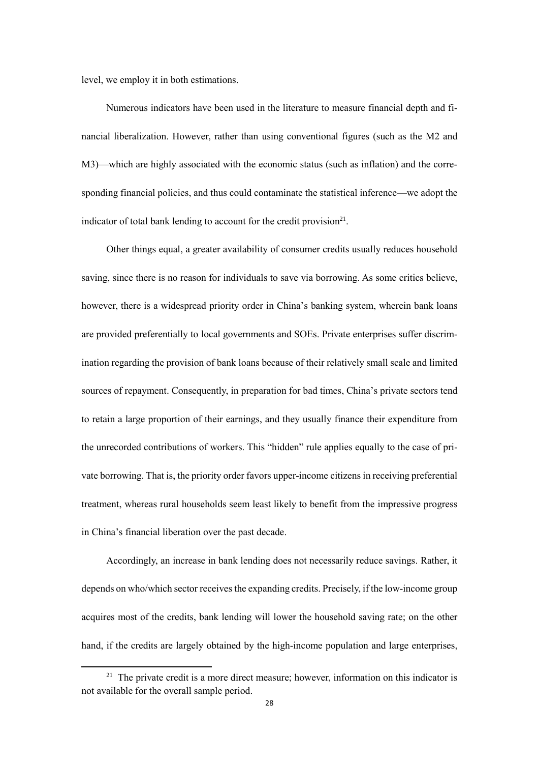level, we employ it in both estimations.

Numerous indicators have been used in the literature to measure financial depth and financial liberalization. However, rather than using conventional figures (such as the M2 and M3)—which are highly associated with the economic status (such as inflation) and the corresponding financial policies, and thus could contaminate the statistical inference—we adopt the indicator of total bank lending to account for the credit provision[21].

Other things equal, a greater availability of consumer credits usually reduces household saving, since there is no reason for individuals to save via borrowing. As some critics believe, however, there is a widespread priority order in China's banking system, wherein bank loans are provided preferentially to local governments and SOEs. Private enterprises suffer discrimination regarding the provision of bank loans because of their relatively small scale and limited sources of repayment. Consequently, in preparation for bad times, China's private sectors tend to retain a large proportion of their earnings, and they usually finance their expenditure from the unrecorded contributions of workers. This "hidden" rule applies equally to the case of private borrowing. That is, the priority order favors upper-income citizens in receiving preferential treatment, whereas rural households seem least likely to benefit from the impressive progress in China's financial liberation over the past decade.

Accordingly, an increase in bank lending does not necessarily reduce savings. Rather, it depends on who/which sector receives the expanding credits. Precisely, if the low-income group acquires most of the credits, bank lending will lower the household saving rate; on the other hand, if the credits are largely obtained by the high-income population and large enterprises,

[21] The private credit is a more direct measure; however, information on this indicator is not available for the overall sample period.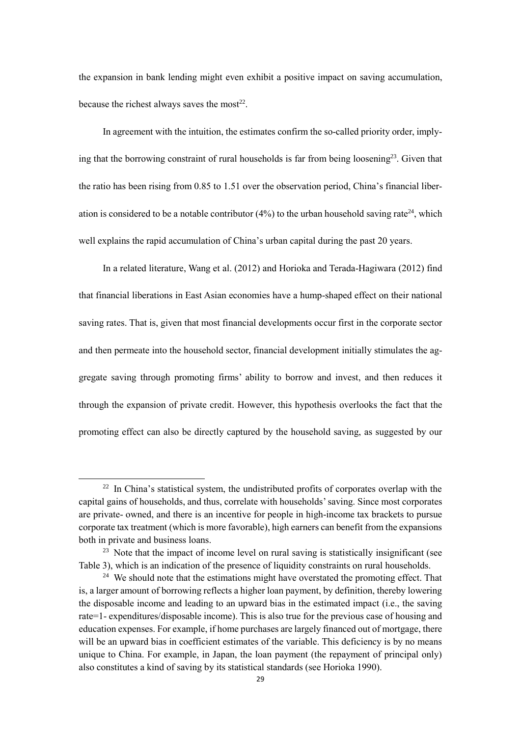the expansion in bank lending might even exhibit a positive impact on saving accumulation, because the richest always saves the most[22].

In agreement with the intuition, the estimates confirm the so-called priority order, implying that the borrowing constraint of rural households is far from being loosening[23]. Given that the ratio has been rising from 0.85 to 1.51 over the observation period, China's financial liberation is considered to be a notable contributor (4%) to the urban household saving rate[24], which well explains the rapid accumulation of China's urban capital during the past 20 years.

In a related literature, Wang et al. (2012) and Horioka and Terada-Hagiwara (2012) find that financial liberations in East Asian economies have a hump-shaped effect on their national saving rates. That is, given that most financial developments occur first in the corporate sector and then permeate into the household sector, financial development initially stimulates the aggregate saving through promoting firms' ability to borrow and invest, and then reduces it through the expansion of private credit. However, this hypothesis overlooks the fact that the promoting effect can also be directly captured by the household saving, as suggested by our

---

[22] In China's statistical system, the undistributed profits of corporates overlap with the capital gains of households, and thus, correlate with households' saving. Since most corporates are private- owned, and there is an incentive for people in high-income tax brackets to pursue corporate tax treatment (which is more favorable), high earners can benefit from the expansions both in private and business loans.

[23] Note that the impact of income level on rural saving is statistically insignificant (see Table 3), which is an indication of the presence of liquidity constraints on rural households.

[24] We should note that the estimations might have overstated the promoting effect. That is, a larger amount of borrowing reflects a higher loan payment, by definition, thereby lowering the disposable income and leading to an upward bias in the estimated impact (i.e., the saving rate=1- expenditures/disposable income). This is also true for the previous case of housing and education expenses. For example, if home purchases are largely financed out of mortgage, there will be an upward bias in coefficient estimates of the variable. This deficiency is by no means unique to China. For example, in Japan, the loan payment (the repayment of principal only) also constitutes a kind of saving by its statistical standards (see Horioka 1990).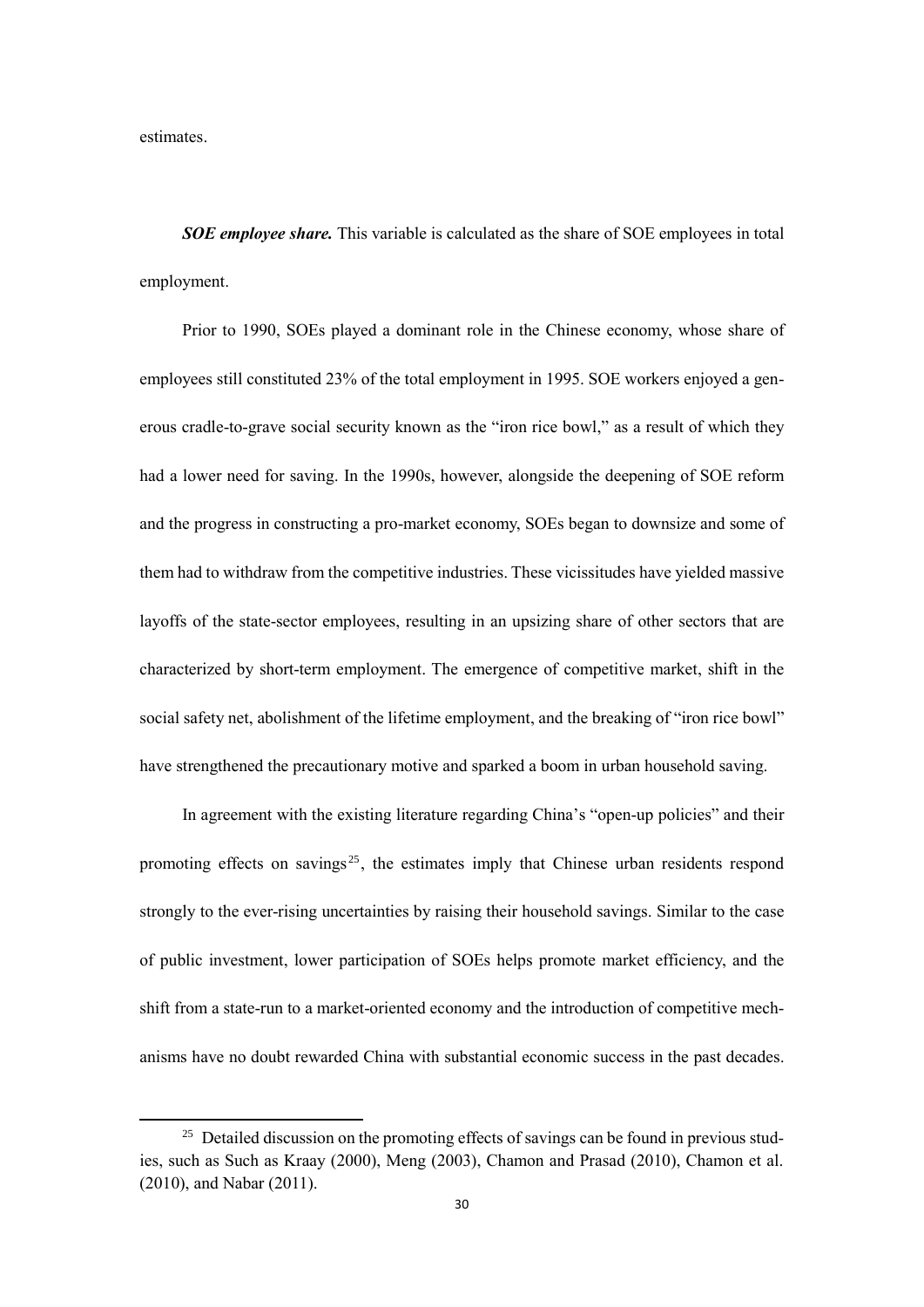estimates.

***SOE employee share.*** This variable is calculated as the share of SOE employees in total employment.

Prior to 1990, SOEs played a dominant role in the Chinese economy, whose share of employees still constituted 23% of the total employment in 1995. SOE workers enjoyed a generous cradle-to-grave social security known as the "iron rice bowl," as a result of which they had a lower need for saving. In the 1990s, however, alongside the deepening of SOE reform and the progress in constructing a pro-market economy, SOEs began to downsize and some of them had to withdraw from the competitive industries. These vicissitudes have yielded massive layoffs of the state-sector employees, resulting in an upsizing share of other sectors that are characterized by short-term employment. The emergence of competitive market, shift in the social safety net, abolishment of the lifetime employment, and the breaking of "iron rice bowl" have strengthened the precautionary motive and sparked a boom in urban household saving.

In agreement with the existing literature regarding China's "open-up policies" and their promoting effects on savings[25], the estimates imply that Chinese urban residents respond strongly to the ever-rising uncertainties by raising their household savings. Similar to the case of public investment, lower participation of SOEs helps promote market efficiency, and the shift from a state-run to a market-oriented economy and the introduction of competitive mechanisms have no doubt rewarded China with substantial economic success in the past decades.

[25] Detailed discussion on the promoting effects of savings can be found in previous studies, such as Such as Kraay (2000), Meng (2003), Chamon and Prasad (2010), Chamon et al. (2010), and Nabar (2011).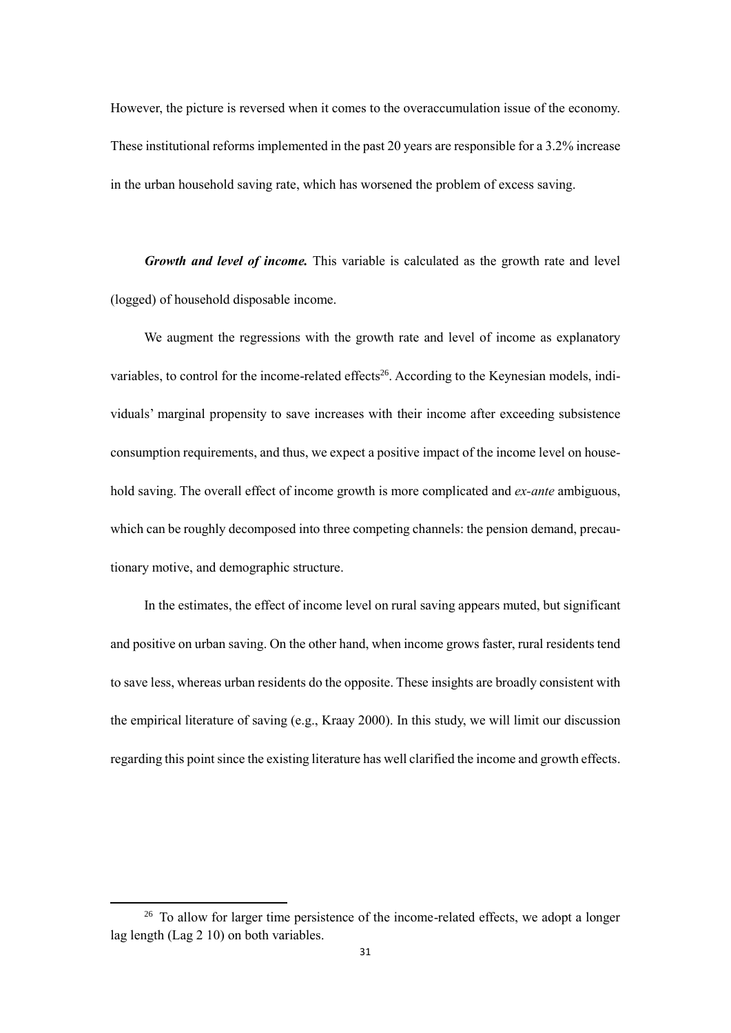However, the picture is reversed when it comes to the overaccumulation issue of the economy. These institutional reforms implemented in the past 20 years are responsible for a 3.2% increase in the urban household saving rate, which has worsened the problem of excess saving.

***Growth and level of income.*** This variable is calculated as the growth rate and level (logged) of household disposable income.

We augment the regressions with the growth rate and level of income as explanatory variables, to control for the income-related effects[26]. According to the Keynesian models, individuals' marginal propensity to save increases with their income after exceeding subsistence consumption requirements, and thus, we expect a positive impact of the income level on household saving. The overall effect of income growth is more complicated and *ex-ante* ambiguous, which can be roughly decomposed into three competing channels: the pension demand, precautionary motive, and demographic structure.

In the estimates, the effect of income level on rural saving appears muted, but significant and positive on urban saving. On the other hand, when income grows faster, rural residents tend to save less, whereas urban residents do the opposite. These insights are broadly consistent with the empirical literature of saving (e.g., Kraay 2000). In this study, we will limit our discussion regarding this point since the existing literature has well clarified the income and growth effects.

---

[26] To allow for larger time persistence of the income-related effects, we adopt a longer lag length (Lag 2 10) on both variables.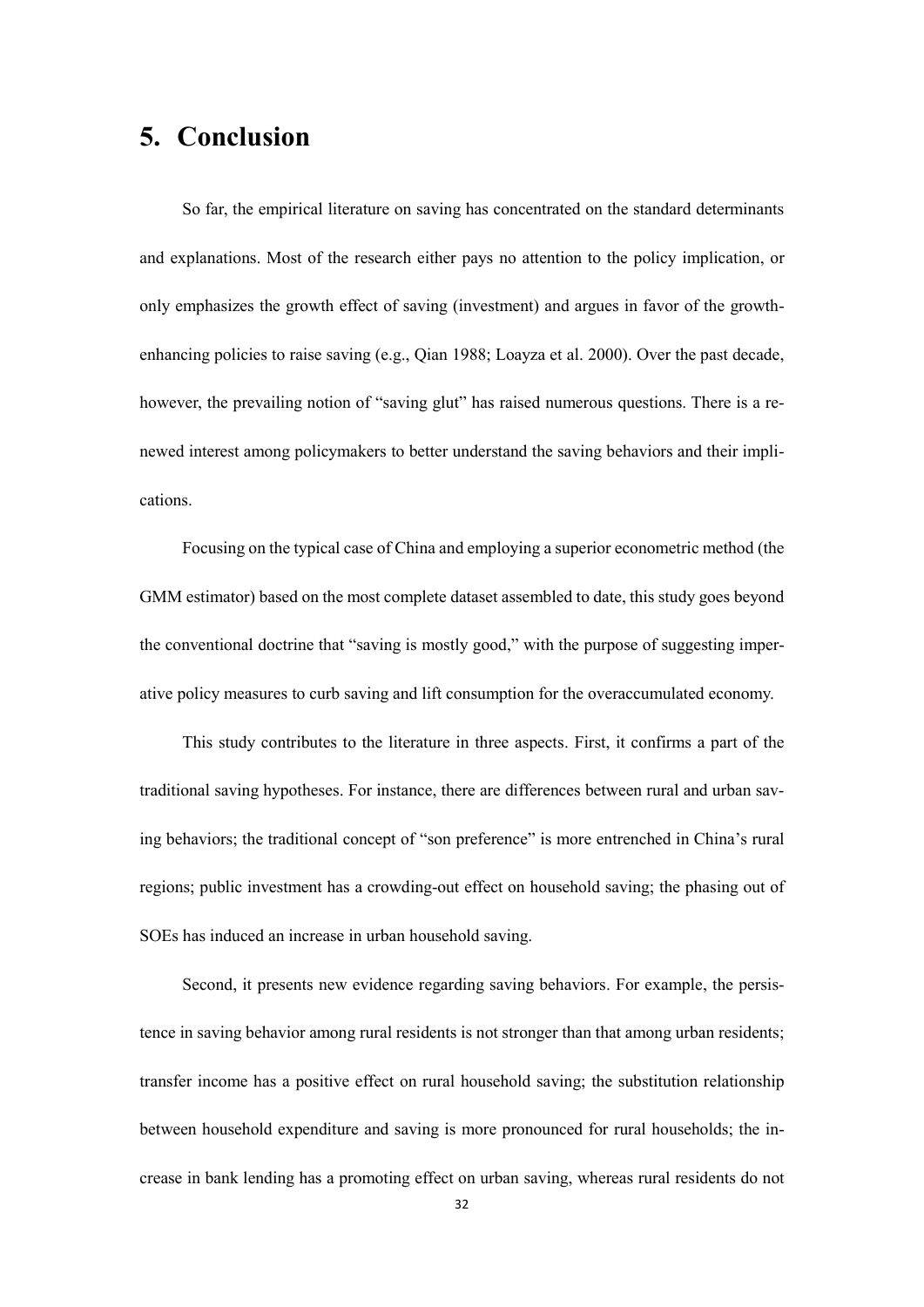# 5. Conclusion

So far, the empirical literature on saving has concentrated on the standard determinants and explanations. Most of the research either pays no attention to the policy implication, or only emphasizes the growth effect of saving (investment) and argues in favor of the growth-enhancing policies to raise saving (e.g., Qian 1988; Loayza et al. 2000). Over the past decade, however, the prevailing notion of "saving glut" has raised numerous questions. There is a renewed interest among policymakers to better understand the saving behaviors and their implications.

Focusing on the typical case of China and employing a superior econometric method (the GMM estimator) based on the most complete dataset assembled to date, this study goes beyond the conventional doctrine that "saving is mostly good," with the purpose of suggesting imperative policy measures to curb saving and lift consumption for the overaccumulated economy.

This study contributes to the literature in three aspects. First, it confirms a part of the traditional saving hypotheses. For instance, there are differences between rural and urban saving behaviors; the traditional concept of "son preference" is more entrenched in China's rural regions; public investment has a crowding-out effect on household saving; the phasing out of SOEs has induced an increase in urban household saving.

Second, it presents new evidence regarding saving behaviors. For example, the persistence in saving behavior among rural residents is not stronger than that among urban residents; transfer income has a positive effect on rural household saving; the substitution relationship between household expenditure and saving is more pronounced for rural households; the increase in bank lending has a promoting effect on urban saving, whereas rural residents do not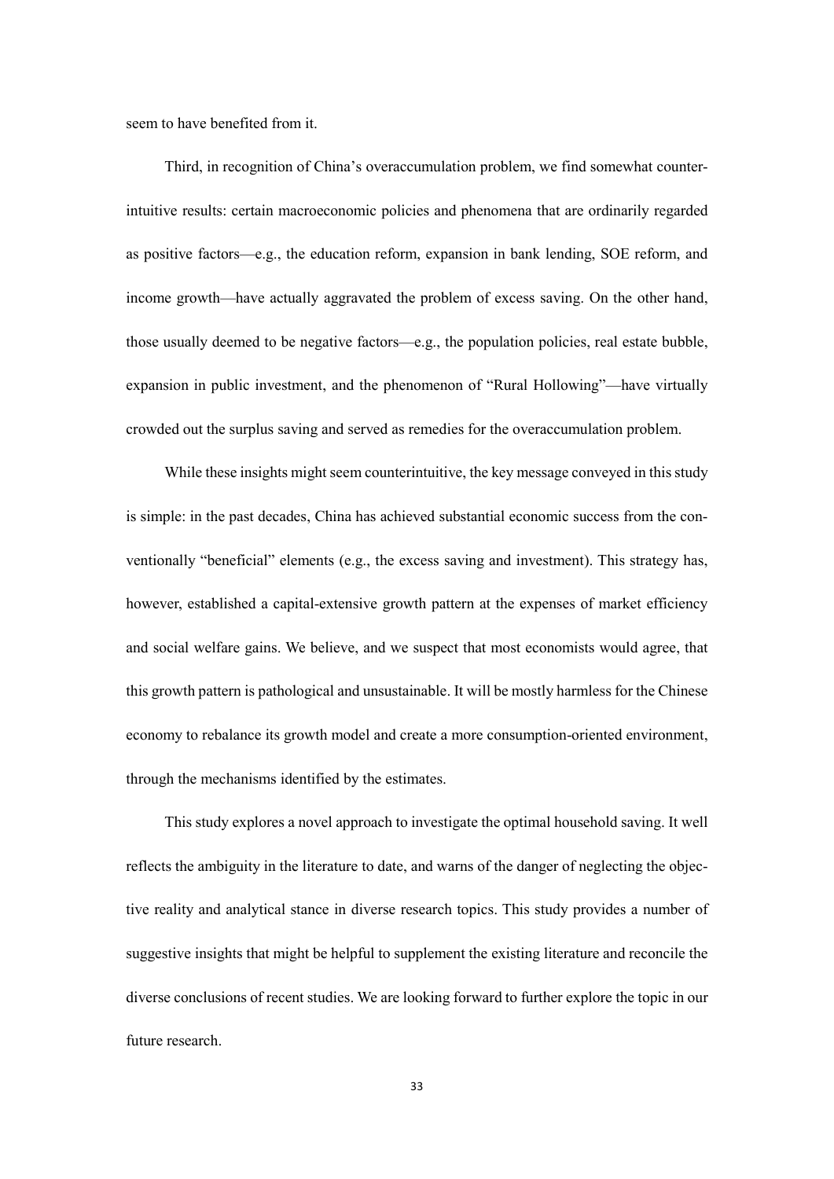seem to have benefited from it.

Third, in recognition of China's overaccumulation problem, we find somewhat counterintuitive results: certain macroeconomic policies and phenomena that are ordinarily regarded as positive factors—e.g., the education reform, expansion in bank lending, SOE reform, and income growth—have actually aggravated the problem of excess saving. On the other hand, those usually deemed to be negative factors—e.g., the population policies, real estate bubble, expansion in public investment, and the phenomenon of "Rural Hollowing"—have virtually crowded out the surplus saving and served as remedies for the overaccumulation problem.

While these insights might seem counterintuitive, the key message conveyed in this study is simple: in the past decades, China has achieved substantial economic success from the conventionally "beneficial" elements (e.g., the excess saving and investment). This strategy has, however, established a capital-extensive growth pattern at the expenses of market efficiency and social welfare gains. We believe, and we suspect that most economists would agree, that this growth pattern is pathological and unsustainable. It will be mostly harmless for the Chinese economy to rebalance its growth model and create a more consumption-oriented environment, through the mechanisms identified by the estimates.

This study explores a novel approach to investigate the optimal household saving. It well reflects the ambiguity in the literature to date, and warns of the danger of neglecting the objective reality and analytical stance in diverse research topics. This study provides a number of suggestive insights that might be helpful to supplement the existing literature and reconcile the diverse conclusions of recent studies. We are looking forward to further explore the topic in our future research.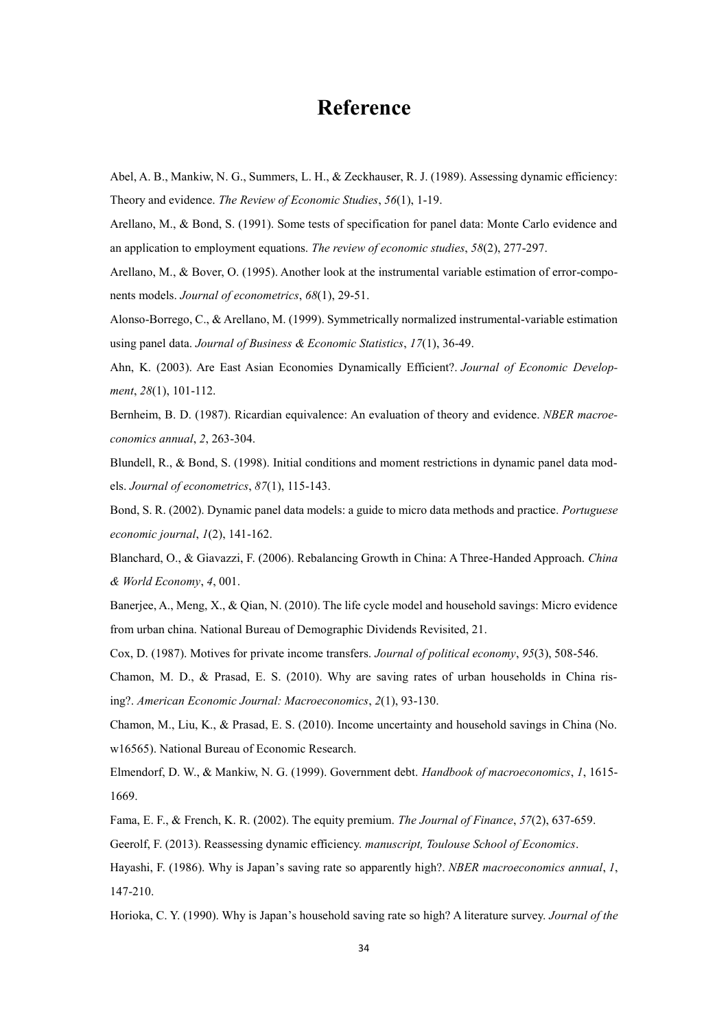# Reference

Abel, A. B., Mankiw, N. G., Summers, L. H., & Zeckhauser, R. J. (1989). Assessing dynamic efficiency: Theory and evidence. *The Review of Economic Studies*, *56*(1), 1-19.

Arellano, M., & Bond, S. (1991). Some tests of specification for panel data: Monte Carlo evidence and an application to employment equations. *The review of economic studies*, *58*(2), 277-297.

Arellano, M., & Bover, O. (1995). Another look at the instrumental variable estimation of error-components models. *Journal of econometrics*, *68*(1), 29-51.

Alonso-Borrego, C., & Arellano, M. (1999). Symmetrically normalized instrumental-variable estimation using panel data. *Journal of Business & Economic Statistics*, *17*(1), 36-49.

Ahn, K. (2003). Are East Asian Economies Dynamically Efficient?. *Journal of Economic Development*, *28*(1), 101-112.

Bernheim, B. D. (1987). Ricardian equivalence: An evaluation of theory and evidence. *NBER macroeconomics annual*, *2*, 263-304.

Blundell, R., & Bond, S. (1998). Initial conditions and moment restrictions in dynamic panel data models. *Journal of econometrics*, *87*(1), 115-143.

Bond, S. R. (2002). Dynamic panel data models: a guide to micro data methods and practice. *Portuguese economic journal*, *1*(2), 141-162.

Blanchard, O., & Giavazzi, F. (2006). Rebalancing Growth in China: A Three-Handed Approach. *China & World Economy*, *4*, 001.

Banerjee, A., Meng, X., & Qian, N. (2010). The life cycle model and household savings: Micro evidence from urban china. National Bureau of Demographic Dividends Revisited, 21.

Cox, D. (1987). Motives for private income transfers. *Journal of political economy*, *95*(3), 508-546.

Chamon, M. D., & Prasad, E. S. (2010). Why are saving rates of urban households in China rising?. *American Economic Journal: Macroeconomics*, *2*(1), 93-130.

Chamon, M., Liu, K., & Prasad, E. S. (2010). Income uncertainty and household savings in China (No. w16565). National Bureau of Economic Research.

Elmendorf, D. W., & Mankiw, N. G. (1999). Government debt. *Handbook of macroeconomics*, *1*, 1615-1669.

Fama, E. F., & French, K. R. (2002). The equity premium. *The Journal of Finance*, *57*(2), 637-659.

Geerolf, F. (2013). Reassessing dynamic efficiency. *manuscript, Toulouse School of Economics*.

Hayashi, F. (1986). Why is Japan's saving rate so apparently high?. *NBER macroeconomics annual*, *1*, 147-210.

Horioka, C. Y. (1990). Why is Japan's household saving rate so high? A literature survey. *Journal of the*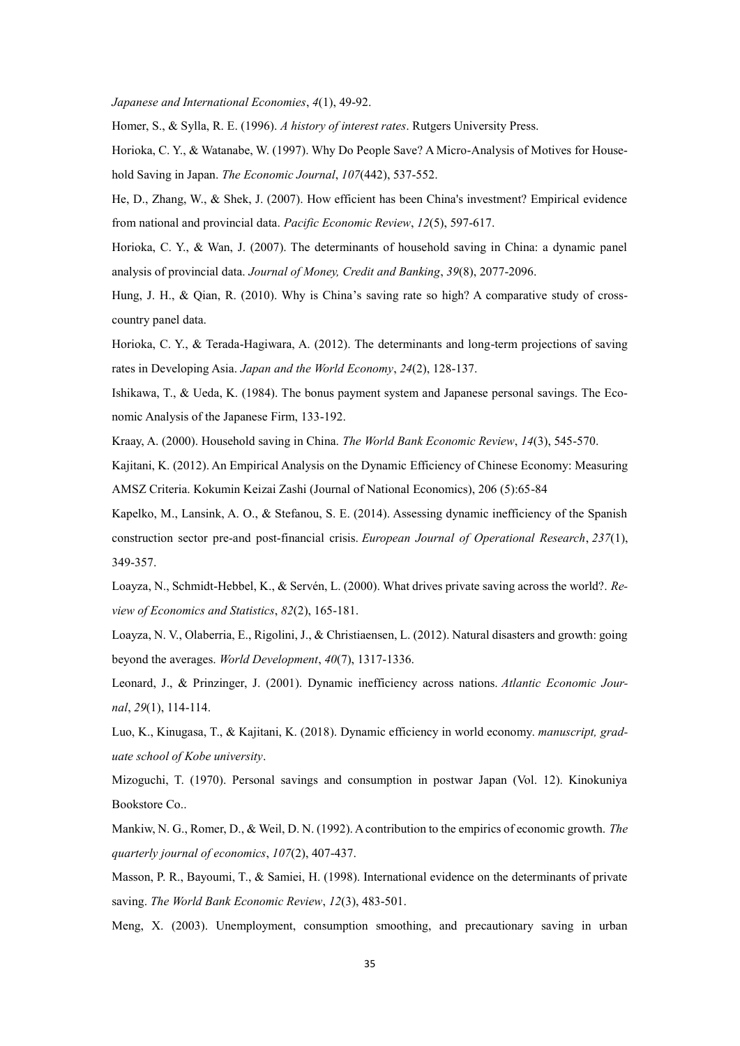*Japanese and International Economies*, *4*(1), 49-92.

Homer, S., & Sylla, R. E. (1996). *A history of interest rates*. Rutgers University Press.

Horioka, C. Y., & Watanabe, W. (1997). Why Do People Save? A Micro-Analysis of Motives for Household Saving in Japan. *The Economic Journal*, *107*(442), 537-552.

He, D., Zhang, W., & Shek, J. (2007). How efficient has been China's investment? Empirical evidence from national and provincial data. *Pacific Economic Review*, *12*(5), 597-617.

Horioka, C. Y., & Wan, J. (2007). The determinants of household saving in China: a dynamic panel analysis of provincial data. *Journal of Money, Credit and Banking*, *39*(8), 2077-2096.

Hung, J. H., & Qian, R. (2010). Why is China's saving rate so high? A comparative study of cross-country panel data.

Horioka, C. Y., & Terada-Hagiwara, A. (2012). The determinants and long-term projections of saving rates in Developing Asia. *Japan and the World Economy*, *24*(2), 128-137.

Ishikawa, T., & Ueda, K. (1984). The bonus payment system and Japanese personal savings. The Economic Analysis of the Japanese Firm, 133-192.

Kraay, A. (2000). Household saving in China. *The World Bank Economic Review*, *14*(3), 545-570.

Kajitani, K. (2012). An Empirical Analysis on the Dynamic Efficiency of Chinese Economy: Measuring AMSZ Criteria. Kokumin Keizai Zashi (Journal of National Economics), 206 (5):65-84

Kapelko, M., Lansink, A. O., & Stefanou, S. E. (2014). Assessing dynamic inefficiency of the Spanish construction sector pre-and post-financial crisis. *European Journal of Operational Research*, *237*(1), 349-357.

Loayza, N., Schmidt-Hebbel, K., & Servén, L. (2000). What drives private saving across the world?. *Review of Economics and Statistics*, *82*(2), 165-181.

Loayza, N. V., Olaberria, E., Rigolini, J., & Christiaensen, L. (2012). Natural disasters and growth: going beyond the averages. *World Development*, *40*(7), 1317-1336.

Leonard, J., & Prinzinger, J. (2001). Dynamic inefficiency across nations. *Atlantic Economic Journal*, *29*(1), 114-114.

Luo, K., Kinugasa, T., & Kajitani, K. (2018). Dynamic efficiency in world economy. *manuscript, graduate school of Kobe university*.

Mizoguchi, T. (1970). Personal savings and consumption in postwar Japan (Vol. 12). Kinokuniya Bookstore Co..

Mankiw, N. G., Romer, D., & Weil, D. N. (1992). A contribution to the empirics of economic growth. *The quarterly journal of economics*, *107*(2), 407-437.

Masson, P. R., Bayoumi, T., & Samiei, H. (1998). International evidence on the determinants of private saving. *The World Bank Economic Review*, *12*(3), 483-501.

Meng, X. (2003). Unemployment, consumption smoothing, and precautionary saving in urban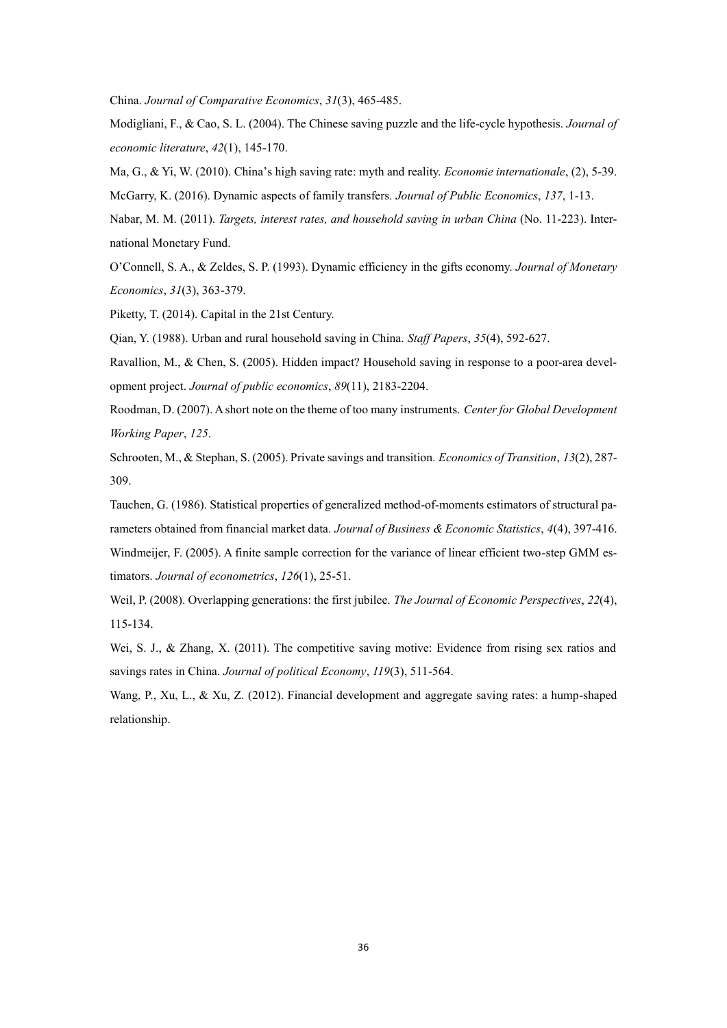China. *Journal of Comparative Economics*, *31*(3), 465-485.

Modigliani, F., & Cao, S. L. (2004). The Chinese saving puzzle and the life-cycle hypothesis. *Journal of economic literature*, *42*(1), 145-170.

Ma, G., & Yi, W. (2010). China's high saving rate: myth and reality. *Economie internationale*, (2), 5-39.

McGarry, K. (2016). Dynamic aspects of family transfers. *Journal of Public Economics*, *137*, 1-13.

Nabar, M. M. (2011). *Targets, interest rates, and household saving in urban China* (No. 11-223). International Monetary Fund.

O'Connell, S. A., & Zeldes, S. P. (1993). Dynamic efficiency in the gifts economy. *Journal of Monetary Economics*, *31*(3), 363-379.

Piketty, T. (2014). Capital in the 21st Century.

Qian, Y. (1988). Urban and rural household saving in China. *Staff Papers*, *35*(4), 592-627.

Ravallion, M., & Chen, S. (2005). Hidden impact? Household saving in response to a poor-area development project. *Journal of public economics*, *89*(11), 2183-2204.

Roodman, D. (2007). A short note on the theme of too many instruments. *Center for Global Development Working Paper*, *125*.

Schrooten, M., & Stephan, S. (2005). Private savings and transition. *Economics of Transition*, *13*(2), 287-309.

Tauchen, G. (1986). Statistical properties of generalized method-of-moments estimators of structural parameters obtained from financial market data. *Journal of Business & Economic Statistics*, *4*(4), 397-416.

Windmeijer, F. (2005). A finite sample correction for the variance of linear efficient two-step GMM estimators. *Journal of econometrics*, *126*(1), 25-51.

Weil, P. (2008). Overlapping generations: the first jubilee. *The Journal of Economic Perspectives*, *22*(4), 115-134.

Wei, S. J., & Zhang, X. (2011). The competitive saving motive: Evidence from rising sex ratios and savings rates in China. *Journal of political Economy*, *119*(3), 511-564.

Wang, P., Xu, L., & Xu, Z. (2012). Financial development and aggregate saving rates: a hump-shaped relationship.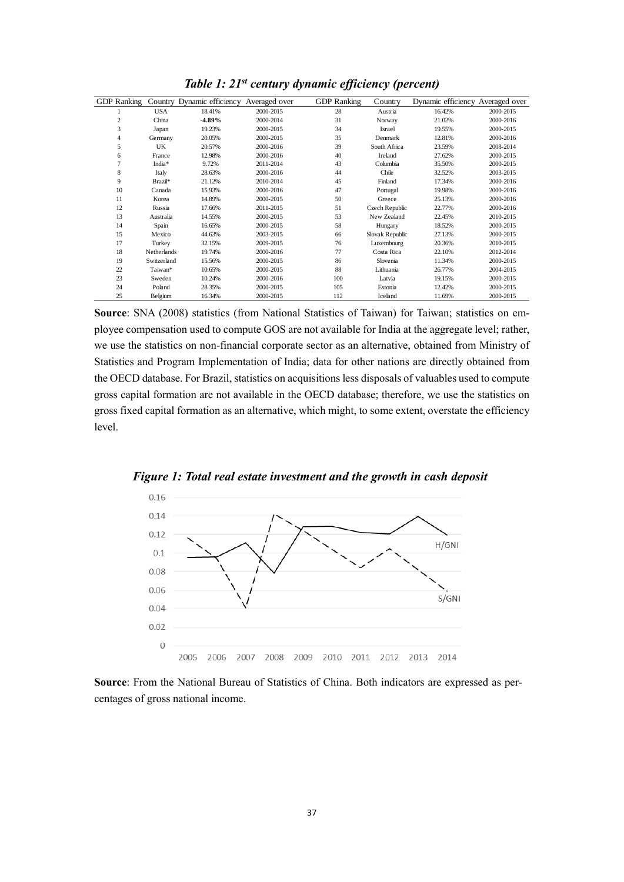***Table 1: 21st century dynamic efficiency (percent)***

| GDP Ranking | Country | Dynamic efficiency | Averaged over | GDP Ranking | Country | Dynamic efficiency | Averaged over |
|---|---|---|---|---|---|---|---|
| 1 | USA | 18.41% | 2000-2015 | 28 | Austria | 16.42% | 2000-2015 |
| 2 | China | **-4.89%** | 2000-2014 | 31 | Norway | 21.02% | 2000-2016 |
| 3 | Japan | 19.23% | 2000-2015 | 34 | Israel | 19.55% | 2000-2015 |
| 4 | Germany | 20.05% | 2000-2015 | 35 | Denmark | 12.81% | 2000-2016 |
| 5 | UK | 20.57% | 2000-2016 | 39 | South Africa | 23.59% | 2008-2014 |
| 6 | France | 12.98% | 2000-2016 | 40 | Ireland | 27.62% | 2000-2015 |
| 7 | India* | 9.72% | 2011-2014 | 43 | Columbia | 35.50% | 2000-2015 |
| 8 | Italy | 28.63% | 2000-2016 | 44 | Chile | 32.52% | 2003-2015 |
| 9 | Brazil* | 21.12% | 2010-2014 | 45 | Finland | 17.34% | 2000-2016 |
| 10 | Canada | 15.93% | 2000-2016 | 47 | Portugal | 19.98% | 2000-2016 |
| 11 | Korea | 14.89% | 2000-2015 | 50 | Greece | 25.13% | 2000-2016 |
| 12 | Russia | 17.66% | 2011-2015 | 51 | Czech Republic | 22.77% | 2000-2016 |
| 13 | Australia | 14.55% | 2000-2015 | 53 | New Zealand | 22.45% | 2010-2015 |
| 14 | Spain | 16.65% | 2000-2015 | 58 | Hungary | 18.52% | 2000-2015 |
| 15 | Mexico | 44.63% | 2003-2015 | 66 | Slovak Republic | 27.13% | 2000-2015 |
| 17 | Turkey | 32.15% | 2009-2015 | 76 | Luxembourg | 20.36% | 2010-2015 |
| 18 | Netherlands | 19.74% | 2000-2016 | 77 | Costa Rica | 22.10% | 2012-2014 |
| 19 | Switzerland | 15.56% | 2000-2015 | 86 | Slovenia | 11.34% | 2000-2015 |
| 22 | Taiwan* | 10.65% | 2000-2015 | 88 | Lithuania | 26.77% | 2004-2015 |
| 23 | Sweden | 10.24% | 2000-2016 | 100 | Latvia | 19.15% | 2000-2015 |
| 24 | Poland | 28.35% | 2000-2015 | 105 | Estonia | 12.42% | 2000-2015 |
| 25 | Belgium | 16.34% | 2000-2015 | 112 | Iceland | 11.69% | 2000-2015 |

**Source**: SNA (2008) statistics (from National Statistics of Taiwan) for Taiwan; statistics on employee compensation used to compute GOS are not available for India at the aggregate level; rather, we use the statistics on non-financial corporate sector as an alternative, obtained from Ministry of Statistics and Program Implementation of India; data for other nations are directly obtained from the OECD database. For Brazil, statistics on acquisitions less disposals of valuables used to compute gross capital formation are not available in the OECD database; therefore, we use the statistics on gross fixed capital formation as an alternative, which might, to some extent, overstate the efficiency level.

***Figure 1: Total real estate investment and the growth in cash deposit***

**Source**: From the National Bureau of Statistics of China. Both indicators are expressed as percentages of gross national income.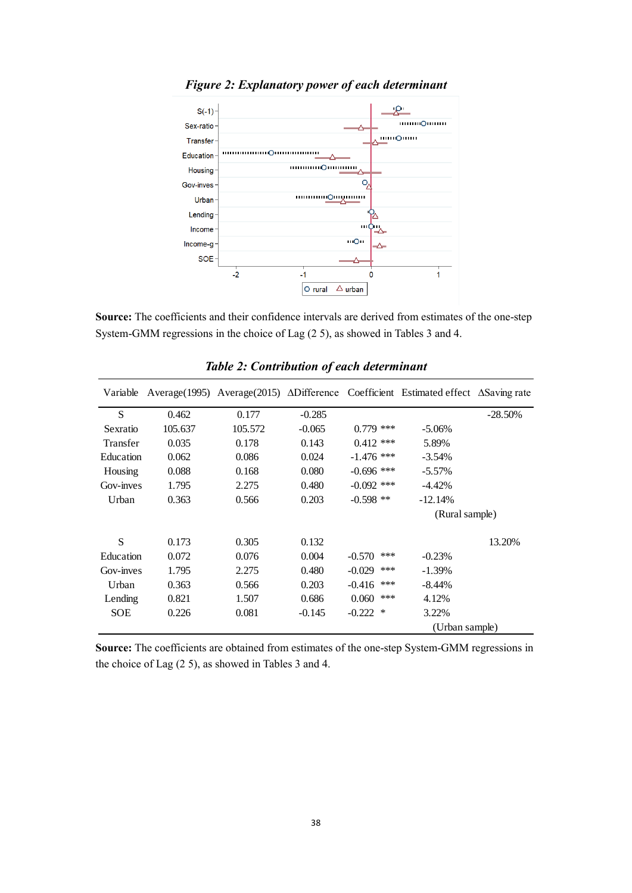***Figure 2: Explanatory power of each determinant***

**Source:** The coefficients and their confidence intervals are derived from estimates of the one-step System-GMM regressions in the choice of Lag (2 5), as showed in Tables 3 and 4.

***Table 2: Contribution of each determinant***

| Variable | Average(1995) | Average(2015) | ΔDifference | Coefficient | Estimated effect | ΔSaving rate |
|---|---|---|---|---|---|---|
| S | 0.462 | 0.177 | -0.285 | | | -28.50% |
| Sexratio | 105.637 | 105.572 | -0.065 | 0.779 *** | -5.06% | |
| Transfer | 0.035 | 0.178 | 0.143 | 0.412 *** | 5.89% | |
| Education | 0.062 | 0.086 | 0.024 | -1.476 *** | -3.54% | |
| Housing | 0.088 | 0.168 | 0.080 | -0.696 *** | -5.57% | |
| Gov-inves | 1.795 | 2.275 | 0.480 | -0.092 *** | -4.42% | |
| Urban | 0.363 | 0.566 | 0.203 | -0.598 ** | -12.14% | |
| | | | | | (Rural sample) | |
| S | 0.173 | 0.305 | 0.132 | | | 13.20% |
| Education | 0.072 | 0.076 | 0.004 | -0.570 *** | -0.23% | |
| Gov-inves | 1.795 | 2.275 | 0.480 | -0.029 *** | -1.39% | |
| Urban | 0.363 | 0.566 | 0.203 | -0.416 *** | -8.44% | |
| Lending | 0.821 | 1.507 | 0.686 | 0.060 *** | 4.12% | |
| SOE | 0.226 | 0.081 | -0.145 | -0.222 * | 3.22% | |
| | | | | | (Urban sample) | |

**Source:** The coefficients are obtained from estimates of the one-step System-GMM regressions in the choice of Lag (2 5), as showed in Tables 3 and 4.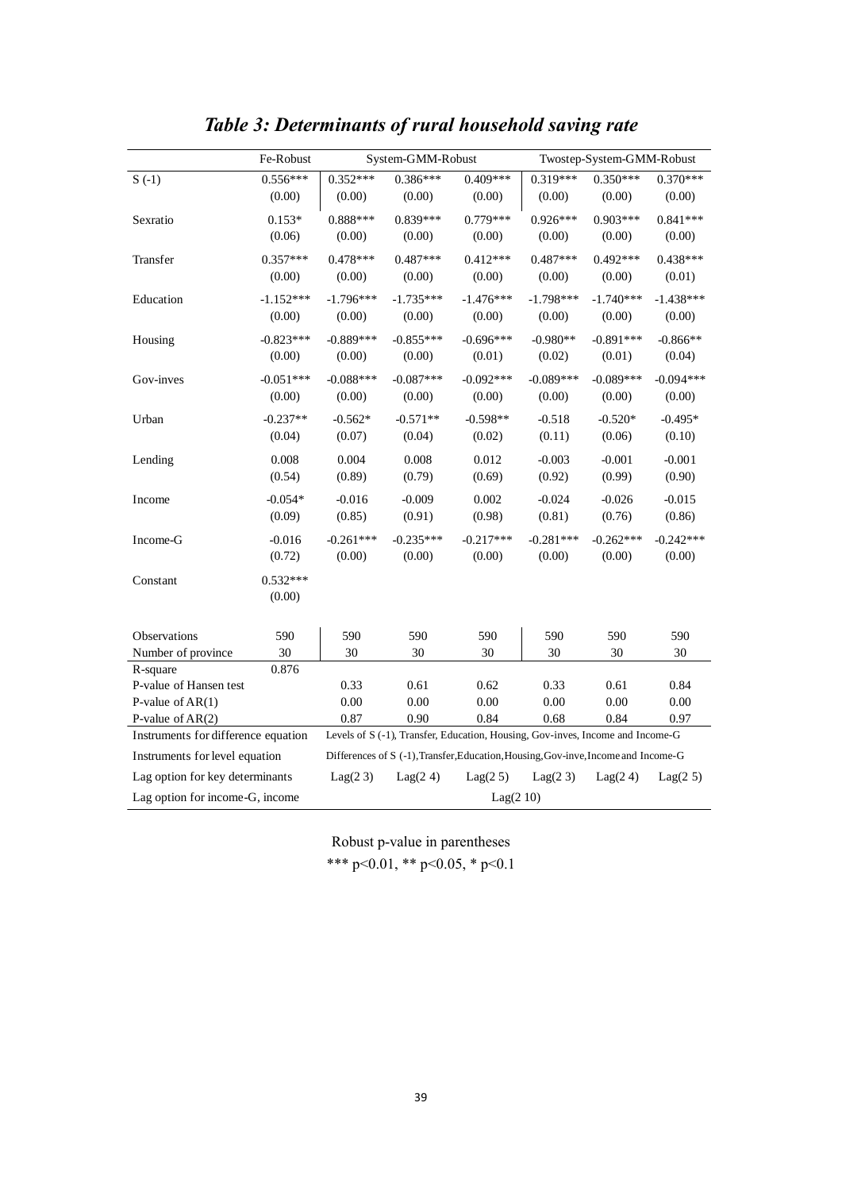# *Table 3: Determinants of rural household saving rate*

| | Fe-Robust | System-GMM-Robust | | | Twostep-System-GMM-Robust | | |
|---|---|---|---|---|---|---|---|
| S (-1) | 0.556*** | 0.352*** | 0.386*** | 0.409*** | 0.319*** | 0.350*** | 0.370*** |
| | (0.00) | (0.00) | (0.00) | (0.00) | (0.00) | (0.00) | (0.00) |
| Sexratio | 0.153* | 0.888*** | 0.839*** | 0.779*** | 0.926*** | 0.903*** | 0.841*** |
| | (0.06) | (0.00) | (0.00) | (0.00) | (0.00) | (0.00) | (0.00) |
| Transfer | 0.357*** | 0.478*** | 0.487*** | 0.412*** | 0.487*** | 0.492*** | 0.438*** |
| | (0.00) | (0.00) | (0.00) | (0.00) | (0.00) | (0.00) | (0.01) |
| Education | -1.152*** | -1.796*** | -1.735*** | -1.476*** | -1.798*** | -1.740*** | -1.438*** |
| | (0.00) | (0.00) | (0.00) | (0.00) | (0.00) | (0.00) | (0.00) |
| Housing | -0.823*** | -0.889*** | -0.855*** | -0.696*** | -0.980** | -0.891*** | -0.866** |
| | (0.00) | (0.00) | (0.00) | (0.01) | (0.02) | (0.01) | (0.04) |
| Gov-inves | -0.051*** | -0.088*** | -0.087*** | -0.092*** | -0.089*** | -0.089*** | -0.094*** |
| | (0.00) | (0.00) | (0.00) | (0.00) | (0.00) | (0.00) | (0.00) |
| Urban | -0.237** | -0.562* | -0.571** | -0.598** | -0.518 | -0.520* | -0.495* |
| | (0.04) | (0.07) | (0.04) | (0.02) | (0.11) | (0.06) | (0.10) |
| Lending | 0.008 | 0.004 | 0.008 | 0.012 | -0.003 | -0.001 | -0.001 |
| | (0.54) | (0.89) | (0.79) | (0.69) | (0.92) | (0.99) | (0.90) |
| Income | -0.054* | -0.016 | -0.009 | 0.002 | -0.024 | -0.026 | -0.015 |
| | (0.09) | (0.85) | (0.91) | (0.98) | (0.81) | (0.76) | (0.86) |
| Income-G | -0.016 | -0.261*** | -0.235*** | -0.217*** | -0.281*** | -0.262*** | -0.242*** |
| | (0.72) | (0.00) | (0.00) | (0.00) | (0.00) | (0.00) | (0.00) |
| Constant | 0.532*** | | | | | | |
| | (0.00) | | | | | | |
| Observations | 590 | 590 | 590 | 590 | 590 | 590 | 590 |
| Number of province | 30 | 30 | 30 | 30 | 30 | 30 | 30 |
| R-square | 0.876 | | | | | | |
| P-value of Hansen test | | 0.33 | 0.61 | 0.62 | 0.33 | 0.61 | 0.84 |
| P-value of AR(1) | | 0.00 | 0.00 | 0.00 | 0.00 | 0.00 | 0.00 |
| P-value of AR(2) | | 0.87 | 0.90 | 0.84 | 0.68 | 0.84 | 0.97 |
| Instruments for difference equation | | Levels of S (-1), Transfer, Education, Housing, Gov-inves, Income and Income-G | | | | | |
| Instruments for level equation | | Differences of S (-1),Transfer,Education,Housing,Gov-inve,Income and Income-G | | | | | |
| Lag option for key determinants | | Lag(2 3) | Lag(2 4) | Lag(2 5) | Lag(2 3) | Lag(2 4) | Lag(2 5) |
| Lag option for income-G, income | | Lag(2 10) | | | | | |

Robust p-value in parentheses

*** p<0.01, ** p<0.05, * p<0.1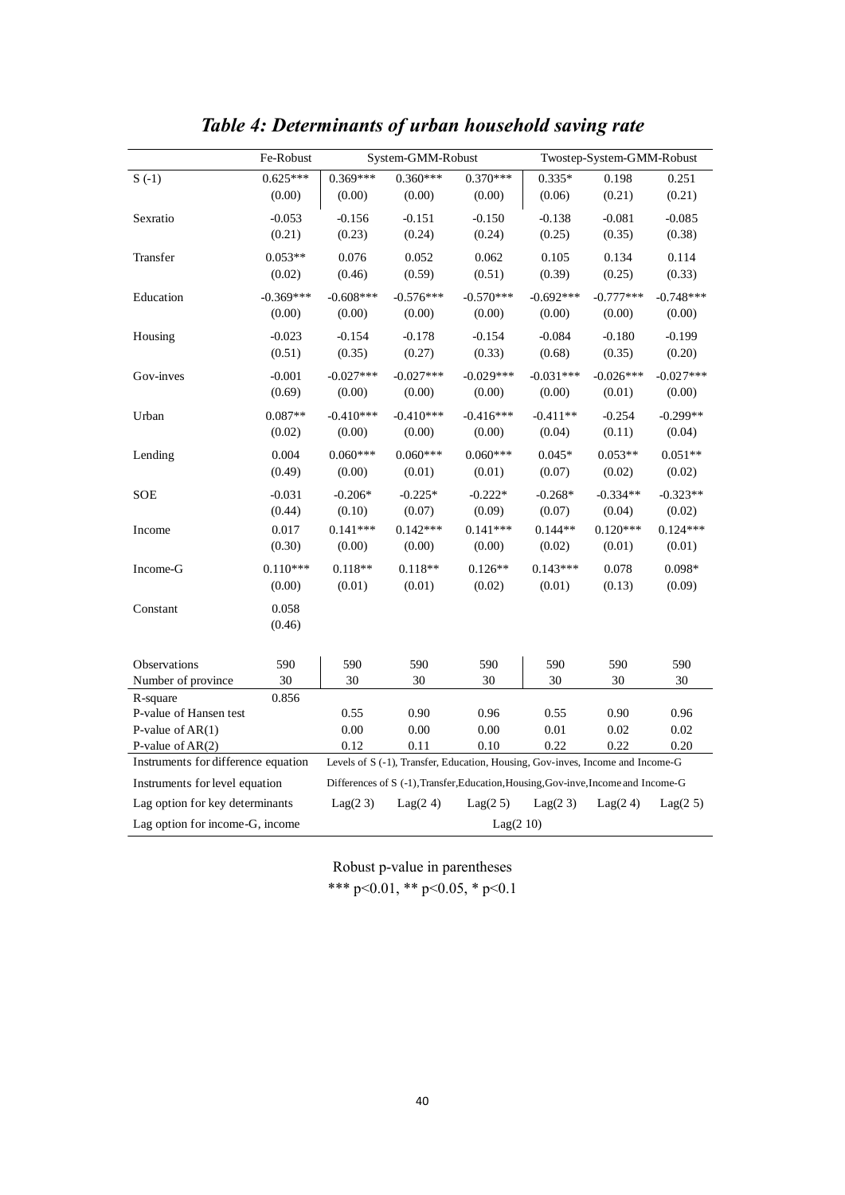## *Table 4: Determinants of urban household saving rate*

| | Fe-Robust | System-GMM-Robust | | | Twostep-System-GMM-Robust | | |
|---|---|---|---|---|---|---|---|
| S (-1) | 0.625*** | 0.369*** | 0.360*** | 0.370*** | 0.335* | 0.198 | 0.251 |
| | (0.00) | (0.00) | (0.00) | (0.00) | (0.06) | (0.21) | (0.21) |
| Sexratio | -0.053 | -0.156 | -0.151 | -0.150 | -0.138 | -0.081 | -0.085 |
| | (0.21) | (0.23) | (0.24) | (0.24) | (0.25) | (0.35) | (0.38) |
| Transfer | 0.053** | 0.076 | 0.052 | 0.062 | 0.105 | 0.134 | 0.114 |
| | (0.02) | (0.46) | (0.59) | (0.51) | (0.39) | (0.25) | (0.33) |
| Education | -0.369*** | -0.608*** | -0.576*** | -0.570*** | -0.692*** | -0.777*** | -0.748*** |
| | (0.00) | (0.00) | (0.00) | (0.00) | (0.00) | (0.00) | (0.00) |
| Housing | -0.023 | -0.154 | -0.178 | -0.154 | -0.084 | -0.180 | -0.199 |
| | (0.51) | (0.35) | (0.27) | (0.33) | (0.68) | (0.35) | (0.20) |
| Gov-inves | -0.001 | -0.027*** | -0.027*** | -0.029*** | -0.031*** | -0.026*** | -0.027*** |
| | (0.69) | (0.00) | (0.00) | (0.00) | (0.00) | (0.01) | (0.00) |
| Urban | 0.087** | -0.410*** | -0.410*** | -0.416*** | -0.411** | -0.254 | -0.299** |
| | (0.02) | (0.00) | (0.00) | (0.00) | (0.04) | (0.11) | (0.04) |
| Lending | 0.004 | 0.060*** | 0.060*** | 0.060*** | 0.045* | 0.053** | 0.051** |
| | (0.49) | (0.00) | (0.01) | (0.01) | (0.07) | (0.02) | (0.02) |
| SOE | -0.031 | -0.206* | -0.225* | -0.222* | -0.268* | -0.334** | -0.323** |
| | (0.44) | (0.10) | (0.07) | (0.09) | (0.07) | (0.04) | (0.02) |
| Income | 0.017 | 0.141*** | 0.142*** | 0.141*** | 0.144** | 0.120*** | 0.124*** |
| | (0.30) | (0.00) | (0.00) | (0.00) | (0.02) | (0.01) | (0.01) |
| Income-G | 0.110*** | 0.118** | 0.118** | 0.126** | 0.143*** | 0.078 | 0.098* |
| | (0.00) | (0.01) | (0.01) | (0.02) | (0.01) | (0.13) | (0.09) |
| Constant | 0.058 | | | | | | |
| | (0.46) | | | | | | |
| Observations | 590 | 590 | 590 | 590 | 590 | 590 | 590 |
| Number of province | 30 | 30 | 30 | 30 | 30 | 30 | 30 |
| R-square | 0.856 | | | | | | |
| P-value of Hansen test | | 0.55 | 0.90 | 0.96 | 0.55 | 0.90 | 0.96 |
| P-value of AR(1) | | 0.00 | 0.00 | 0.00 | 0.01 | 0.02 | 0.02 |
| P-value of AR(2) | | 0.12 | 0.11 | 0.10 | 0.22 | 0.22 | 0.20 |
| Instruments for difference equation | | Levels of S (-1), Transfer, Education, Housing, Gov-inves, Income and Income-G | | | | | |
| Instruments for level equation | | Differences of S (-1), Transfer, Education, Housing, Gov-inve, Income and Income-G | | | | | |
| Lag option for key determinants | | Lag(2 3) | Lag(2 4) | Lag(2 5) | Lag(2 3) | Lag(2 4) | Lag(2 5) |
| Lag option for income-G, income | | Lag(2 10) | | | | | |

Robust p-value in parentheses

*** p<0.01, ** p<0.05, * p<0.1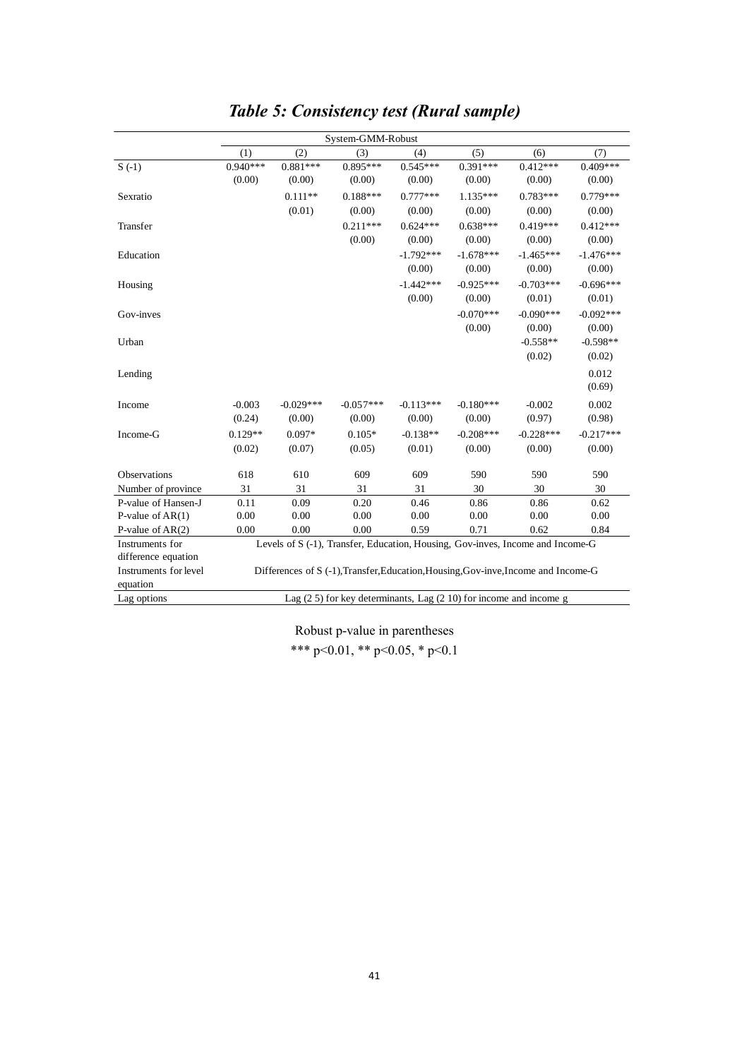# *Table 5: Consistency test (Rural sample)*

| | System-GMM-Robust | | | | | | |
|---|---|---|---|---|---|---|---|
| | (1) | (2) | (3) | (4) | (5) | (6) | (7) |
| S (-1) | 0.940*** | 0.881*** | 0.895*** | 0.545*** | 0.391*** | 0.412*** | 0.409*** |
| | (0.00) | (0.00) | (0.00) | (0.00) | (0.00) | (0.00) | (0.00) |
| Sexratio | | 0.111** | 0.188*** | 0.777*** | 1.135*** | 0.783*** | 0.779*** |
| | | (0.01) | (0.00) | (0.00) | (0.00) | (0.00) | (0.00) |
| Transfer | | | 0.211*** | 0.624*** | 0.638*** | 0.419*** | 0.412*** |
| | | | (0.00) | (0.00) | (0.00) | (0.00) | (0.00) |
| Education | | | | -1.792*** | -1.678*** | -1.465*** | -1.476*** |
| | | | | (0.00) | (0.00) | (0.00) | (0.00) |
| Housing | | | | -1.442*** | -0.925*** | -0.703*** | -0.696*** |
| | | | | (0.00) | (0.00) | (0.01) | (0.01) |
| Gov-inves | | | | | -0.070*** | -0.090*** | -0.092*** |
| | | | | | (0.00) | (0.00) | (0.00) |
| Urban | | | | | | -0.558** | -0.598** |
| | | | | | | (0.02) | (0.02) |
| Lending | | | | | | | 0.012 |
| | | | | | | | (0.69) |
| Income | -0.003 | -0.029*** | -0.057*** | -0.113*** | -0.180*** | -0.002 | 0.002 |
| | (0.24) | (0.00) | (0.00) | (0.00) | (0.00) | (0.97) | (0.98) |
| Income-G | 0.129** | 0.097* | 0.105* | -0.138** | -0.208*** | -0.228*** | -0.217*** |
| | (0.02) | (0.07) | (0.05) | (0.01) | (0.00) | (0.00) | (0.00) |
| Observations | 618 | 610 | 609 | 609 | 590 | 590 | 590 |
| Number of province | 31 | 31 | 31 | 31 | 30 | 30 | 30 |
| P-value of Hansen-J | 0.11 | 0.09 | 0.20 | 0.46 | 0.86 | 0.86 | 0.62 |
| P-value of AR(1) | 0.00 | 0.00 | 0.00 | 0.00 | 0.00 | 0.00 | 0.00 |
| P-value of AR(2) | 0.00 | 0.00 | 0.00 | 0.59 | 0.71 | 0.62 | 0.84 |
| Instruments for difference equation | Levels of S (-1), Transfer, Education, Housing, Gov-inves, Income and Income-G | | | | | | |
| Instruments for level equation | Differences of S (-1),Transfer,Education,Housing,Gov-inve,Income and Income-G | | | | | | |
| Lag options | Lag (2 5) for key determinants, Lag (2 10) for income and income g | | | | | | |

Robust p-value in parentheses

*** p<0.01, ** p<0.05, * p<0.1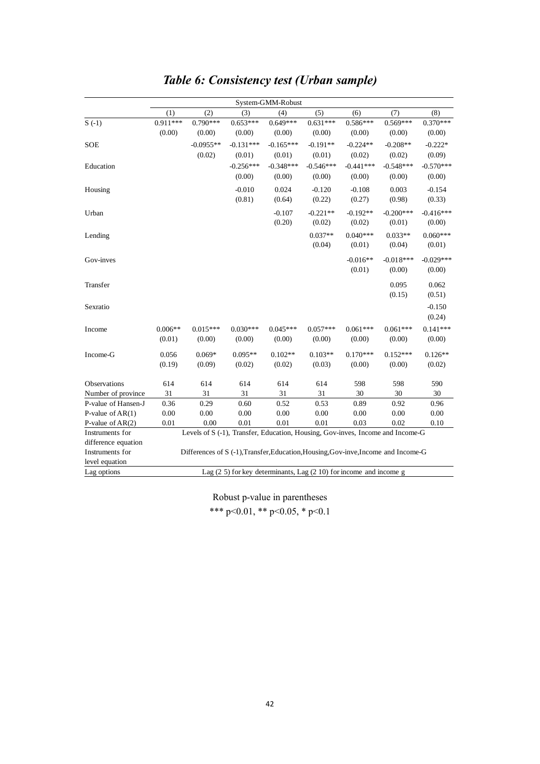## *Table 6: Consistency test (Urban sample)*

| | System-GMM-Robust | | | | | | | |
|---|---|---|---|---|---|---|---|---|
| | (1) | (2) | (3) | (4) | (5) | (6) | (7) | (8) |
| S (-1) | 0.911*** | 0.790*** | 0.653*** | 0.649*** | 0.631*** | 0.586*** | 0.569*** | 0.370*** |
| | (0.00) | (0.00) | (0.00) | (0.00) | (0.00) | (0.00) | (0.00) | (0.00) |
| SOE | | -0.0955** | -0.131*** | -0.165*** | -0.191** | -0.224** | -0.208** | -0.222* |
| | | (0.02) | (0.01) | (0.01) | (0.01) | (0.02) | (0.02) | (0.09) |
| Education | | | -0.256*** | -0.348*** | -0.546*** | -0.441*** | -0.548*** | -0.570*** |
| | | | (0.00) | (0.00) | (0.00) | (0.00) | (0.00) | (0.00) |
| Housing | | | -0.010 | 0.024 | -0.120 | -0.108 | 0.003 | -0.154 |
| | | | (0.81) | (0.64) | (0.22) | (0.27) | (0.98) | (0.33) |
| Urban | | | | -0.107 | -0.221** | -0.192** | -0.200*** | -0.416*** |
| | | | | (0.20) | (0.02) | (0.02) | (0.01) | (0.00) |
| Lending | | | | | 0.037** | 0.040*** | 0.033** | 0.060*** |
| | | | | | (0.04) | (0.01) | (0.04) | (0.01) |
| Gov-inves | | | | | | -0.016** | -0.018*** | -0.029*** |
| | | | | | | (0.01) | (0.00) | (0.00) |
| Transfer | | | | | | | 0.095 | 0.062 |
| | | | | | | | (0.15) | (0.51) |
| Sexratio | | | | | | | | -0.150 |
| | | | | | | | | (0.24) |
| Income | 0.006** | 0.015*** | 0.030*** | 0.045*** | 0.057*** | 0.061*** | 0.061*** | 0.141*** |
| | (0.01) | (0.00) | (0.00) | (0.00) | (0.00) | (0.00) | (0.00) | (0.00) |
| Income-G | 0.056 | 0.069* | 0.095** | 0.102** | 0.103** | 0.170*** | 0.152*** | 0.126** |
| | (0.19) | (0.09) | (0.02) | (0.02) | (0.03) | (0.00) | (0.00) | (0.02) |
| Observations | 614 | 614 | 614 | 614 | 614 | 598 | 598 | 590 |
| Number of province | 31 | 31 | 31 | 31 | 31 | 30 | 30 | 30 |
| P-value of Hansen-J | 0.36 | 0.29 | 0.60 | 0.52 | 0.53 | 0.89 | 0.92 | 0.96 |
| P-value of AR(1) | 0.00 | 0.00 | 0.00 | 0.00 | 0.00 | 0.00 | 0.00 | 0.00 |
| P-value of AR(2) | 0.01 | 0.00 | 0.01 | 0.01 | 0.01 | 0.03 | 0.02 | 0.10 |
| Instruments for difference equation | Levels of S (-1), Transfer, Education, Housing, Gov-inves, Income and Income-G | | | | | | | |
| Instruments for level equation | Differences of S (-1),Transfer,Education,Housing,Gov-inve,Income and Income-G | | | | | | | |
| Lag options | Lag (2 5) for key determinants, Lag (2 10) for income and income g | | | | | | | |

Robust p-value in parentheses

*** p<0.01, ** p<0.05, * p<0.1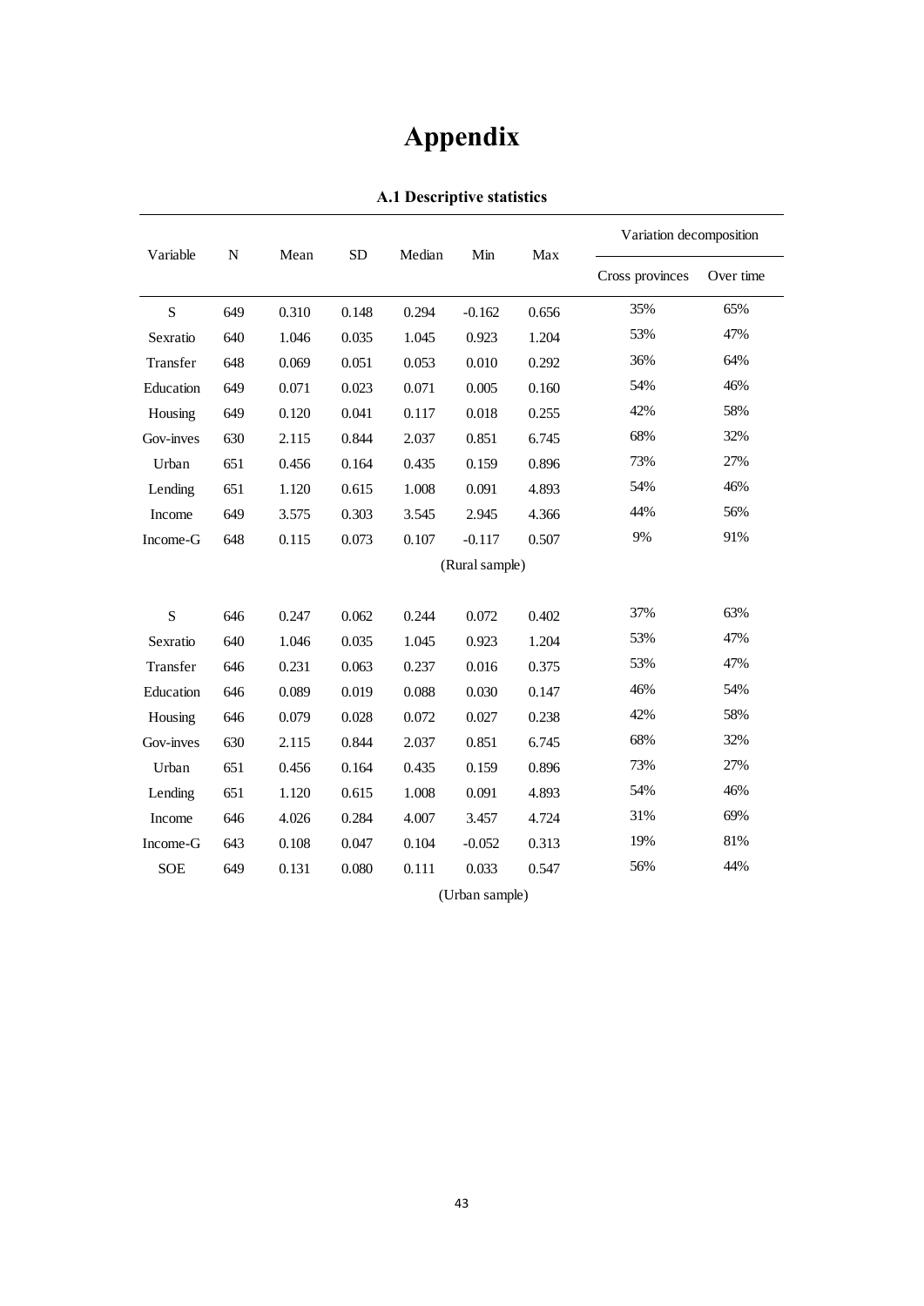# Appendix

**A.1 Descriptive statistics**

| Variable | N | Mean | SD | Median | Min | Max | Variation decomposition | |
|---|---|---|---|---|---|---|---|---|
| | | | | | | | Cross provinces | Over time |
| S | 649 | 0.310 | 0.148 | 0.294 | -0.162 | 0.656 | 35% | 65% |
| Sexratio | 640 | 1.046 | 0.035 | 1.045 | 0.923 | 1.204 | 53% | 47% |
| Transfer | 648 | 0.069 | 0.051 | 0.053 | 0.010 | 0.292 | 36% | 64% |
| Education | 649 | 0.071 | 0.023 | 0.071 | 0.005 | 0.160 | 54% | 46% |
| Housing | 649 | 0.120 | 0.041 | 0.117 | 0.018 | 0.255 | 42% | 58% |
| Gov-inves | 630 | 2.115 | 0.844 | 2.037 | 0.851 | 6.745 | 68% | 32% |
| Urban | 651 | 0.456 | 0.164 | 0.435 | 0.159 | 0.896 | 73% | 27% |
| Lending | 651 | 1.120 | 0.615 | 1.008 | 0.091 | 4.893 | 54% | 46% |
| Income | 649 | 3.575 | 0.303 | 3.545 | 2.945 | 4.366 | 44% | 56% |
| Income-G | 648 | 0.115 | 0.073 | 0.107 | -0.117 | 0.507 | 9% | 91% |
| | | | | (Rural sample) | | | | |
| S | 646 | 0.247 | 0.062 | 0.244 | 0.072 | 0.402 | 37% | 63% |
| Sexratio | 640 | 1.046 | 0.035 | 1.045 | 0.923 | 1.204 | 53% | 47% |
| Transfer | 646 | 0.231 | 0.063 | 0.237 | 0.016 | 0.375 | 53% | 47% |
| Education | 646 | 0.089 | 0.019 | 0.088 | 0.030 | 0.147 | 46% | 54% |
| Housing | 646 | 0.079 | 0.028 | 0.072 | 0.027 | 0.238 | 42% | 58% |
| Gov-inves | 630 | 2.115 | 0.844 | 2.037 | 0.851 | 6.745 | 68% | 32% |
| Urban | 651 | 0.456 | 0.164 | 0.435 | 0.159 | 0.896 | 73% | 27% |
| Lending | 651 | 1.120 | 0.615 | 1.008 | 0.091 | 4.893 | 54% | 46% |
| Income | 646 | 4.026 | 0.284 | 4.007 | 3.457 | 4.724 | 31% | 69% |
| Income-G | 643 | 0.108 | 0.047 | 0.104 | -0.052 | 0.313 | 19% | 81% |
| SOE | 649 | 0.131 | 0.080 | 0.111 | 0.033 | 0.547 | 56% | 44% |
| | | | | (Urban sample) | | | | |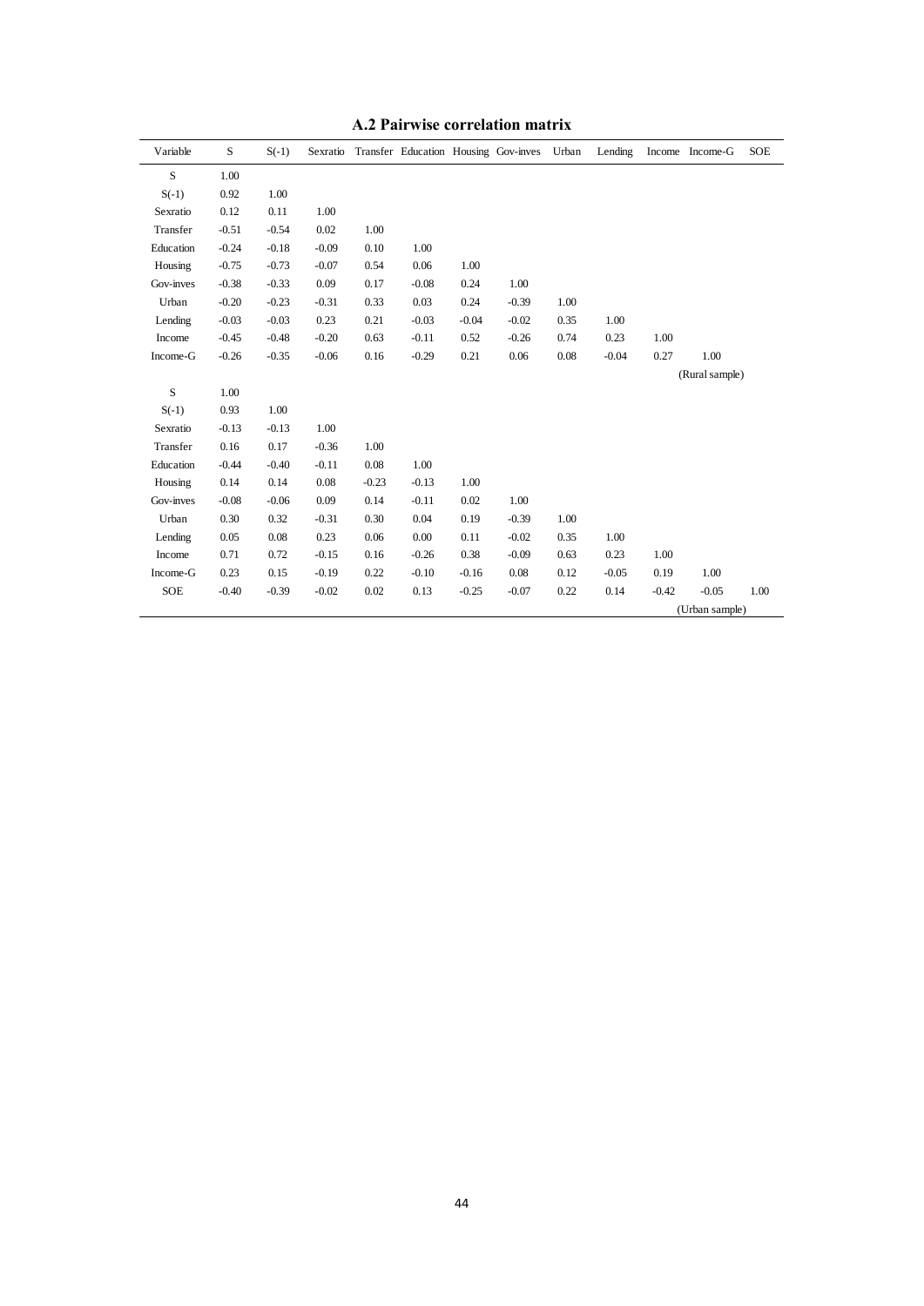**A.2 Pairwise correlation matrix**

| Variable | S | S(-1) | Sexratio | Transfer | Education | Housing | Gov-inves | Urban | Lending | Income | Income-G | SOE |
|---|---|---|---|---|---|---|---|---|---|---|---|---|
| S | 1.00 | | | | | | | | | | | |
| S(-1) | 0.92 | 1.00 | | | | | | | | | | |
| Sexratio | 0.12 | 0.11 | 1.00 | | | | | | | | | |
| Transfer | -0.51 | -0.54 | 0.02 | 1.00 | | | | | | | | |
| Education | -0.24 | -0.18 | -0.09 | 0.10 | 1.00 | | | | | | | |
| Housing | -0.75 | -0.73 | -0.07 | 0.54 | 0.06 | 1.00 | | | | | | |
| Gov-inves | -0.38 | -0.33 | 0.09 | 0.17 | -0.08 | 0.24 | 1.00 | | | | | |
| Urban | -0.20 | -0.23 | -0.31 | 0.33 | 0.03 | 0.24 | -0.39 | 1.00 | | | | |
| Lending | -0.03 | -0.03 | 0.23 | 0.21 | -0.03 | -0.04 | -0.02 | 0.35 | 1.00 | | | |
| Income | -0.45 | -0.48 | -0.20 | 0.63 | -0.11 | 0.52 | -0.26 | 0.74 | 0.23 | 1.00 | | |
| Income-G | -0.26 | -0.35 | -0.06 | 0.16 | -0.29 | 0.21 | 0.06 | 0.08 | -0.04 | 0.27 | 1.00 | |
| | | | | | | | | | | | (Rural sample) | |
| S | 1.00 | | | | | | | | | | | |
| S(-1) | 0.93 | 1.00 | | | | | | | | | | |
| Sexratio | -0.13 | -0.13 | 1.00 | | | | | | | | | |
| Transfer | 0.16 | 0.17 | -0.36 | 1.00 | | | | | | | | |
| Education | -0.44 | -0.40 | -0.11 | 0.08 | 1.00 | | | | | | | |
| Housing | 0.14 | 0.14 | 0.08 | -0.23 | -0.13 | 1.00 | | | | | | |
| Gov-inves | -0.08 | -0.06 | 0.09 | 0.14 | -0.11 | 0.02 | 1.00 | | | | | |
| Urban | 0.30 | 0.32 | -0.31 | 0.30 | 0.04 | 0.19 | -0.39 | 1.00 | | | | |
| Lending | 0.05 | 0.08 | 0.23 | 0.06 | 0.00 | 0.11 | -0.02 | 0.35 | 1.00 | | | |
| Income | 0.71 | 0.72 | -0.15 | 0.16 | -0.26 | 0.38 | -0.09 | 0.63 | 0.23 | 1.00 | | |
| Income-G | 0.23 | 0.15 | -0.19 | 0.22 | -0.10 | -0.16 | 0.08 | 0.12 | -0.05 | 0.19 | 1.00 | |
| SOE | -0.40 | -0.39 | -0.02 | 0.02 | 0.13 | -0.25 | -0.07 | 0.22 | 0.14 | -0.42 | -0.05 | 1.00 |
| | | | | | | | | | | | (Urban sample) | |